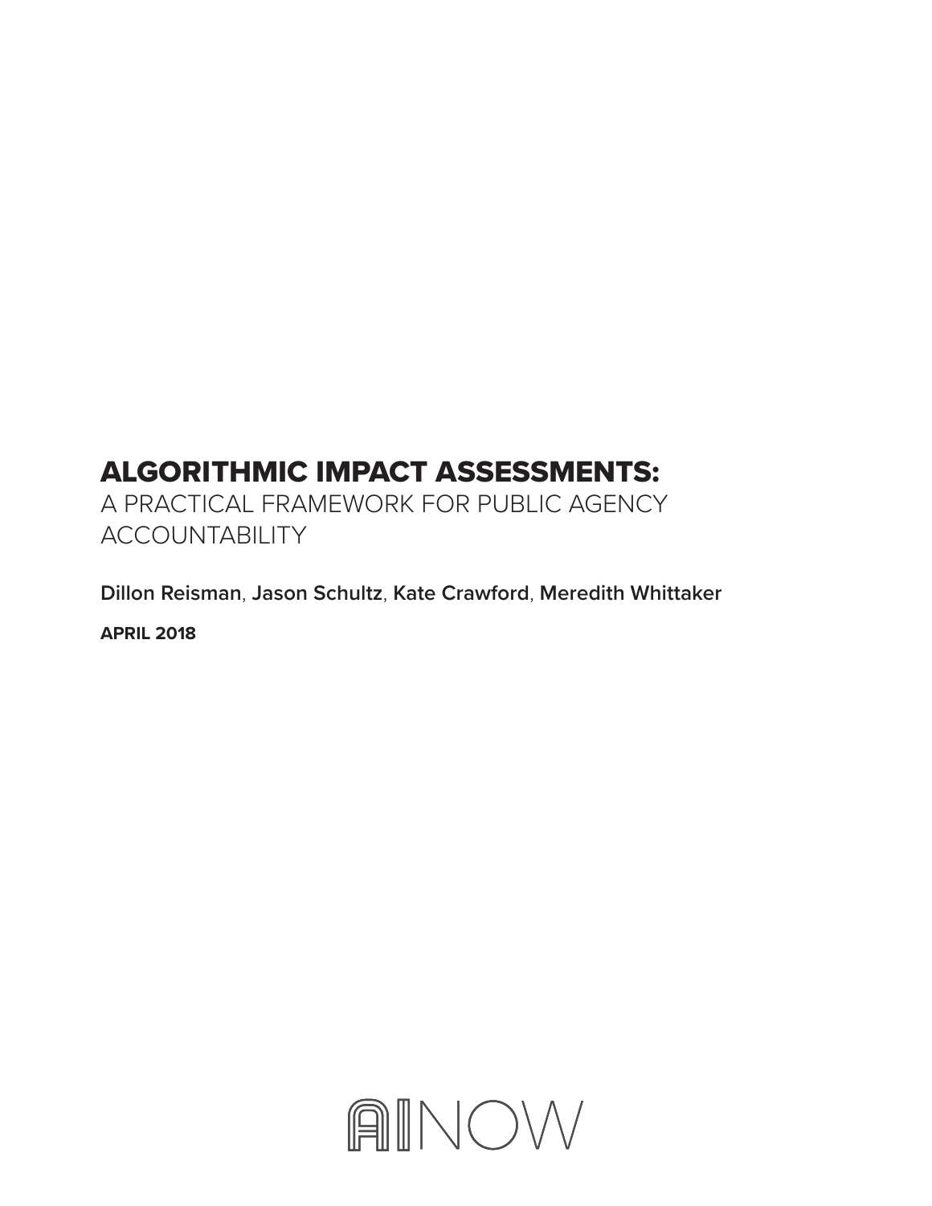# ALGORITHMIC IMPACT ASSESSMENTS:
## A PRACTICAL FRAMEWORK FOR PUBLIC AGENCY ACCOUNTABILITY

**Dillon Reisman**, **Jason Schultz**, **Kate Crawford**, **Meredith Whittaker**

**APRIL 2018**

AINOW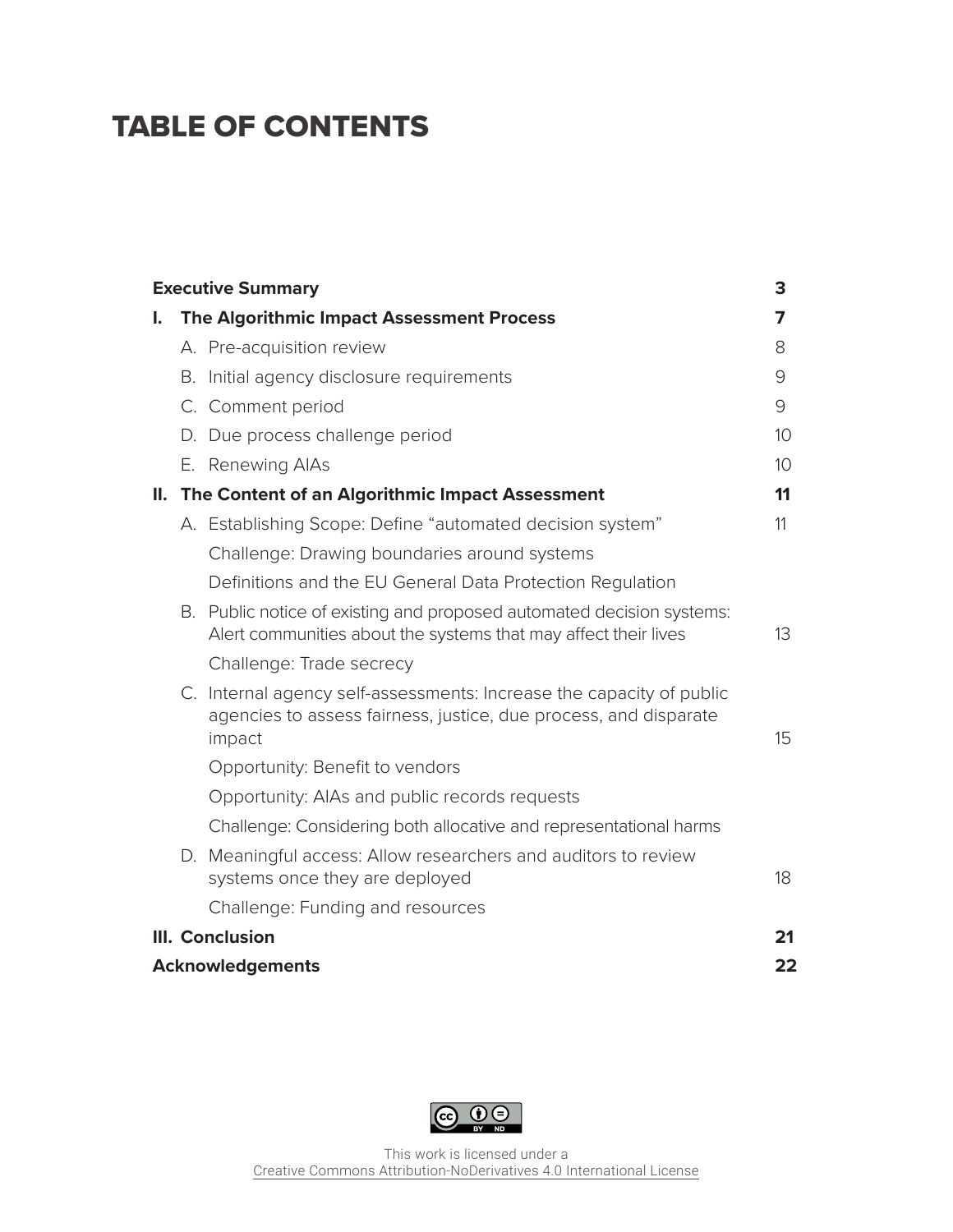# TABLE OF CONTENTS

| | |
|---|---|
| **Executive Summary** | **3** |
| **I. The Algorithmic Impact Assessment Process** | **7** |
| A. Pre-acquisition review | 8 |
| B. Initial agency disclosure requirements | 9 |
| C. Comment period | 9 |
| D. Due process challenge period | 10 |
| E. Renewing AIAs | 10 |
| **II. The Content of an Algorithmic Impact Assessment** | **11** |
| A. Establishing Scope: Define "automated decision system" | 11 |
| Challenge: Drawing boundaries around systems | |
| Definitions and the EU General Data Protection Regulation | |
| B. Public notice of existing and proposed automated decision systems: Alert communities about the systems that may affect their lives | 13 |
| Challenge: Trade secrecy | |
| C. Internal agency self-assessments: Increase the capacity of public agencies to assess fairness, justice, due process, and disparate impact | 15 |
| Opportunity: Benefit to vendors | |
| Opportunity: AIAs and public records requests | |
| Challenge: Considering both allocative and representational harms | |
| D. Meaningful access: Allow researchers and auditors to review systems once they are deployed | 18 |
| Challenge: Funding and resources | |
| **III. Conclusion** | **21** |
| **Acknowledgements** | **22** |

This work is licensed under a Creative Commons Attribution-NoDerivatives 4.0 International License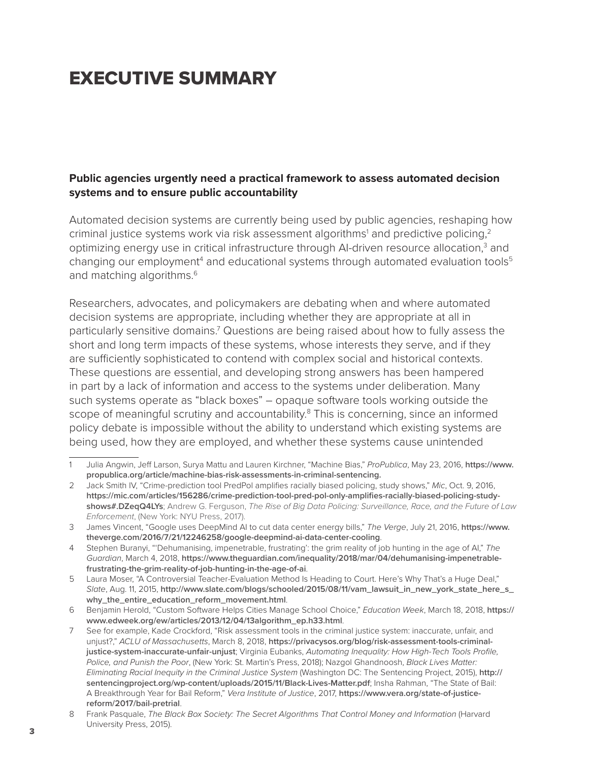# EXECUTIVE SUMMARY

**Public agencies urgently need a practical framework to assess automated decision systems and to ensure public accountability**

Automated decision systems are currently being used by public agencies, reshaping how criminal justice systems work via risk assessment algorithms[1] and predictive policing,[2] optimizing energy use in critical infrastructure through AI-driven resource allocation,[3] and changing our employment[4] and educational systems through automated evaluation tools[5] and matching algorithms.[6]

Researchers, advocates, and policymakers are debating when and where automated decision systems are appropriate, including whether they are appropriate at all in particularly sensitive domains.[7] Questions are being raised about how to fully assess the short and long term impacts of these systems, whose interests they serve, and if they are sufficiently sophisticated to contend with complex social and historical contexts. These questions are essential, and developing strong answers has been hampered in part by a lack of information and access to the systems under deliberation. Many such systems operate as "black boxes" – opaque software tools working outside the scope of meaningful scrutiny and accountability.[8] This is concerning, since an informed policy debate is impossible without the ability to understand which existing systems are being used, how they are employed, and whether these systems cause unintended

---

1 Julia Angwin, Jeff Larson, Surya Mattu and Lauren Kirchner, "Machine Bias," *ProPublica*, May 23, 2016, **https://www.propublica.org/article/machine-bias-risk-assessments-in-criminal-sentencing.**

2 Jack Smith IV, "Crime-prediction tool PredPol amplifies racially biased policing, study shows," *Mic*, Oct. 9, 2016, **https://mic.com/articles/156286/crime-prediction-tool-pred-pol-only-amplifies-racially-biased-policing-study-shows#.DZeqQ4LYs**; Andrew G. Ferguson, *The Rise of Big Data Policing: Surveillance, Race, and the Future of Law Enforcement*, (New York: NYU Press, 2017).

3 James Vincent, "Google uses DeepMind AI to cut data center energy bills," *The Verge*, July 21, 2016, **https://www.theverge.com/2016/7/21/12246258/google-deepmind-ai-data-center-cooling**.

4 Stephen Buranyi, "'Dehumanising, impenetrable, frustrating': the grim reality of job hunting in the age of AI," *The Guardian*, March 4, 2018, **https://www.theguardian.com/inequality/2018/mar/04/dehumanising-impenetrable-frustrating-the-grim-reality-of-job-hunting-in-the-age-of-ai**.

5 Laura Moser, "A Controversial Teacher-Evaluation Method Is Heading to Court. Here's Why That's a Huge Deal," *Slate*, Aug. 11, 2015, **http://www.slate.com/blogs/schooled/2015/08/11/vam_lawsuit_in_new_york_state_here_s_why_the_entire_education_reform_movement.html**.

6 Benjamin Herold, "Custom Software Helps Cities Manage School Choice," *Education Week*, March 18, 2018, **https://www.edweek.org/ew/articles/2013/12/04/13algorithm_ep.h33.html**.

7 See for example, Kade Crockford, "Risk assessment tools in the criminal justice system: inaccurate, unfair, and unjust?," *ACLU of Massachusetts*, March 8, 2018, **https://privacysos.org/blog/risk-assessment-tools-criminal-justice-system-inaccurate-unfair-unjust**; Virginia Eubanks, *Automating Inequality: How High-Tech Tools Profile, Police, and Punish the Poor*, (New York: St. Martin's Press, 2018); Nazgol Ghandnoosh, *Black Lives Matter: Eliminating Racial Inequity in the Criminal Justice System* (Washington DC: The Sentencing Project, 2015), **http://sentencingproject.org/wp-content/uploads/2015/11/Black-Lives-Matter.pdf**; Insha Rahman, "The State of Bail: A Breakthrough Year for Bail Reform," *Vera Institute of Justice*, 2017, **https://www.vera.org/state-of-justice-reform/2017/bail-pretrial**.

8 Frank Pasquale, *The Black Box Society: The Secret Algorithms That Control Money and Information* (Harvard University Press, 2015).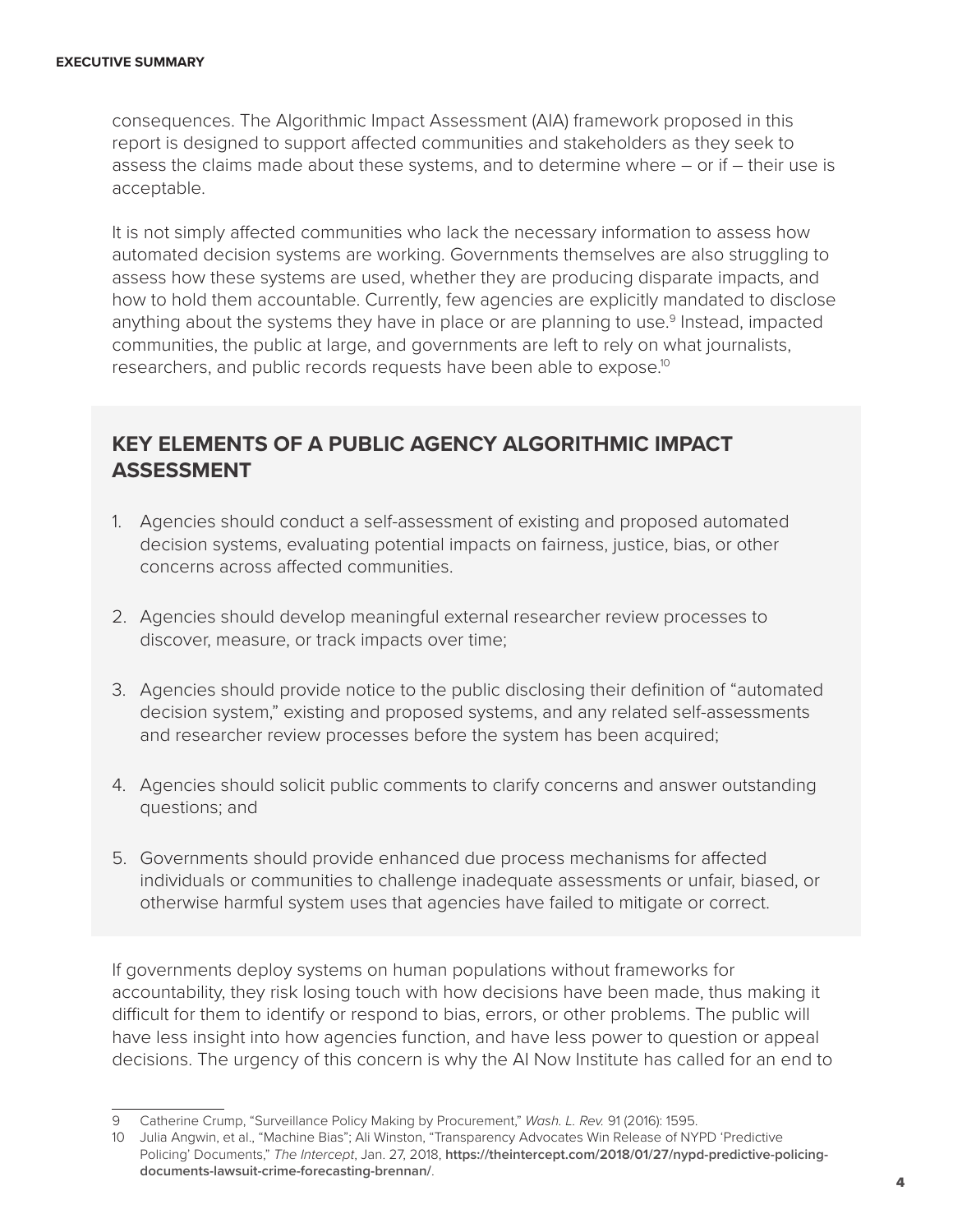consequences. The Algorithmic Impact Assessment (AIA) framework proposed in this report is designed to support affected communities and stakeholders as they seek to assess the claims made about these systems, and to determine where – or if – their use is acceptable.

It is not simply affected communities who lack the necessary information to assess how automated decision systems are working. Governments themselves are also struggling to assess how these systems are used, whether they are producing disparate impacts, and how to hold them accountable. Currently, few agencies are explicitly mandated to disclose anything about the systems they have in place or are planning to use.[9] Instead, impacted communities, the public at large, and governments are left to rely on what journalists, researchers, and public records requests have been able to expose.[10]

## KEY ELEMENTS OF A PUBLIC AGENCY ALGORITHMIC IMPACT ASSESSMENT

1. Agencies should conduct a self-assessment of existing and proposed automated decision systems, evaluating potential impacts on fairness, justice, bias, or other concerns across affected communities.

2. Agencies should develop meaningful external researcher review processes to discover, measure, or track impacts over time;

3. Agencies should provide notice to the public disclosing their definition of "automated decision system," existing and proposed systems, and any related self-assessments and researcher review processes before the system has been acquired;

4. Agencies should solicit public comments to clarify concerns and answer outstanding questions; and

5. Governments should provide enhanced due process mechanisms for affected individuals or communities to challenge inadequate assessments or unfair, biased, or otherwise harmful system uses that agencies have failed to mitigate or correct.

If governments deploy systems on human populations without frameworks for accountability, they risk losing touch with how decisions have been made, thus making it difficult for them to identify or respond to bias, errors, or other problems. The public will have less insight into how agencies function, and have less power to question or appeal decisions. The urgency of this concern is why the AI Now Institute has called for an end to

---

9 Catherine Crump, "Surveillance Policy Making by Procurement," *Wash. L. Rev.* 91 (2016): 1595.

10 Julia Angwin, et al., "Machine Bias"; Ali Winston, "Transparency Advocates Win Release of NYPD 'Predictive Policing' Documents," *The Intercept*, Jan. 27, 2018, **https://theintercept.com/2018/01/27/nypd-predictive-policing-documents-lawsuit-crime-forecasting-brennan/**.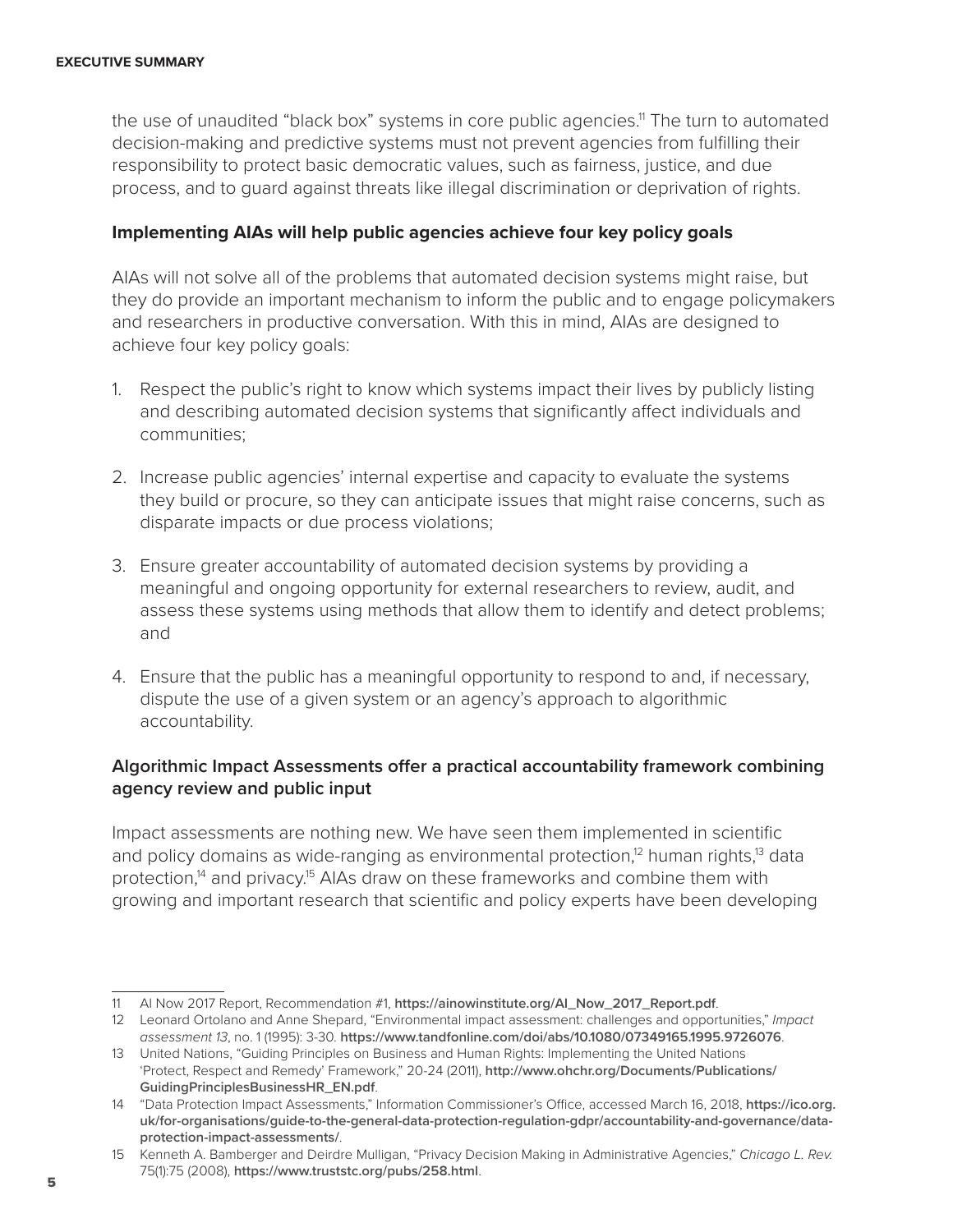the use of unaudited "black box" systems in core public agencies.[11] The turn to automated decision-making and predictive systems must not prevent agencies from fulfilling their responsibility to protect basic democratic values, such as fairness, justice, and due process, and to guard against threats like illegal discrimination or deprivation of rights.

**Implementing AIAs will help public agencies achieve four key policy goals**

AIAs will not solve all of the problems that automated decision systems might raise, but they do provide an important mechanism to inform the public and to engage policymakers and researchers in productive conversation. With this in mind, AIAs are designed to achieve four key policy goals:

1. Respect the public's right to know which systems impact their lives by publicly listing and describing automated decision systems that significantly affect individuals and communities;

2. Increase public agencies' internal expertise and capacity to evaluate the systems they build or procure, so they can anticipate issues that might raise concerns, such as disparate impacts or due process violations;

3. Ensure greater accountability of automated decision systems by providing a meaningful and ongoing opportunity for external researchers to review, audit, and assess these systems using methods that allow them to identify and detect problems; and

4. Ensure that the public has a meaningful opportunity to respond to and, if necessary, dispute the use of a given system or an agency's approach to algorithmic accountability.

**Algorithmic Impact Assessments offer a practical accountability framework combining agency review and public input**

Impact assessments are nothing new. We have seen them implemented in scientific and policy domains as wide-ranging as environmental protection,[12] human rights,[13] data protection,[14] and privacy.[15] AIAs draw on these frameworks and combine them with growing and important research that scientific and policy experts have been developing

---

11 AI Now 2017 Report, Recommendation #1, **https://ainowinstitute.org/AI_Now_2017_Report.pdf**.

12 Leonard Ortolano and Anne Shepard, "Environmental impact assessment: challenges and opportunities," *Impact assessment 13*, no. 1 (1995): 3-30. **https://www.tandfonline.com/doi/abs/10.1080/07349165.1995.9726076**.

13 United Nations, "Guiding Principles on Business and Human Rights: Implementing the United Nations 'Protect, Respect and Remedy' Framework," 20-24 (2011), **http://www.ohchr.org/Documents/Publications/GuidingPrinciplesBusinessHR_EN.pdf**.

14 "Data Protection Impact Assessments," Information Commissioner's Office, accessed March 16, 2018, **https://ico.org.uk/for-organisations/guide-to-the-general-data-protection-regulation-gdpr/accountability-and-governance/data-protection-impact-assessments/**.

15 Kenneth A. Bamberger and Deirdre Mulligan, "Privacy Decision Making in Administrative Agencies," *Chicago L. Rev.* 75(1):75 (2008), **https://www.truststc.org/pubs/258.html**.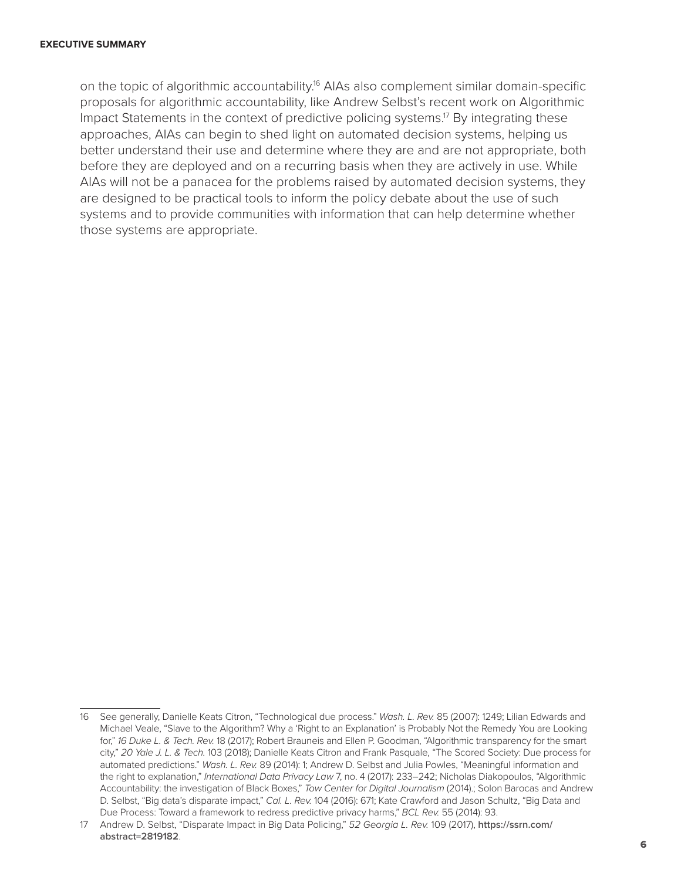on the topic of algorithmic accountability.[16] AIAs also complement similar domain-specific proposals for algorithmic accountability, like Andrew Selbst's recent work on Algorithmic Impact Statements in the context of predictive policing systems.[17] By integrating these approaches, AIAs can begin to shed light on automated decision systems, helping us better understand their use and determine where they are and are not appropriate, both before they are deployed and on a recurring basis when they are actively in use. While AIAs will not be a panacea for the problems raised by automated decision systems, they are designed to be practical tools to inform the policy debate about the use of such systems and to provide communities with information that can help determine whether those systems are appropriate.

---

16 See generally, Danielle Keats Citron, "Technological due process." *Wash. L. Rev.* 85 (2007): 1249; Lilian Edwards and Michael Veale, "Slave to the Algorithm? Why a 'Right to an Explanation' is Probably Not the Remedy You are Looking for," *16 Duke L. & Tech. Rev.* 18 (2017); Robert Brauneis and Ellen P. Goodman, "Algorithmic transparency for the smart city," *20 Yale J. L. & Tech.* 103 (2018); Danielle Keats Citron and Frank Pasquale, "The Scored Society: Due process for automated predictions." *Wash. L. Rev.* 89 (2014): 1; Andrew D. Selbst and Julia Powles, "Meaningful information and the right to explanation," *International Data Privacy Law* 7, no. 4 (2017): 233–242; Nicholas Diakopoulos, "Algorithmic Accountability: the investigation of Black Boxes," *Tow Center for Digital Journalism* (2014).; Solon Barocas and Andrew D. Selbst, "Big data's disparate impact," *Cal. L. Rev.* 104 (2016): 671; Kate Crawford and Jason Schultz, "Big Data and Due Process: Toward a framework to redress predictive privacy harms," *BCL Rev.* 55 (2014): 93.

17 Andrew D. Selbst, "Disparate Impact in Big Data Policing," *52 Georgia L. Rev.* 109 (2017), **https://ssrn.com/abstract=2819182**.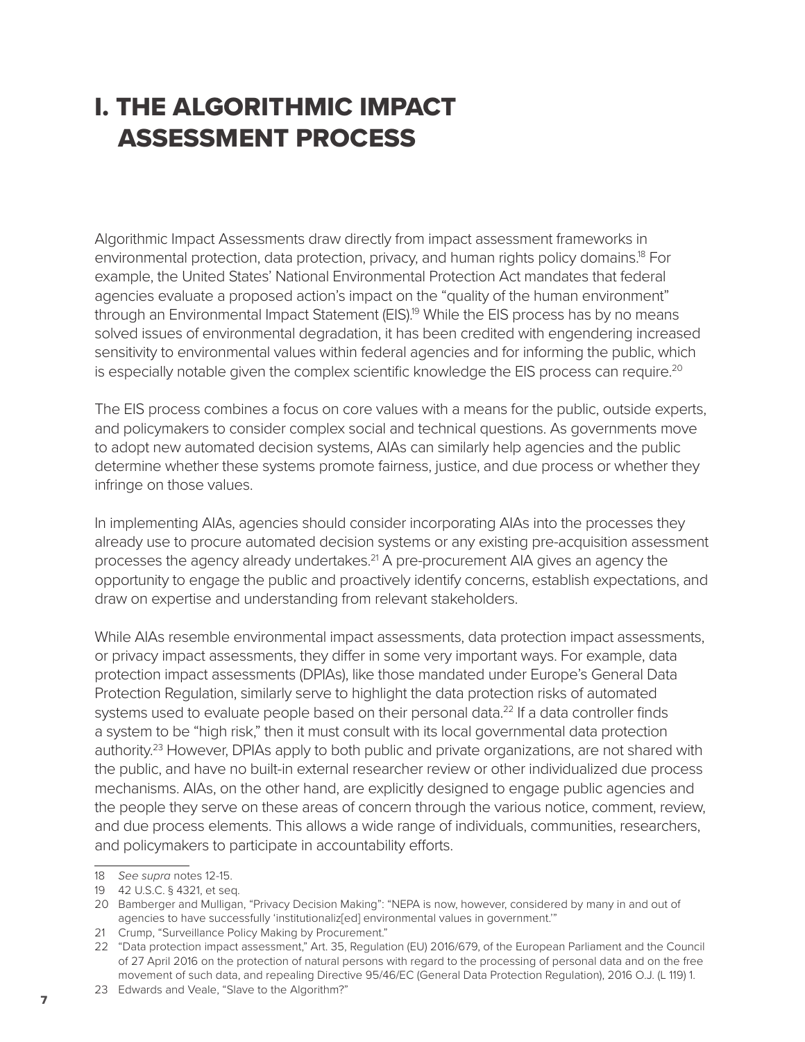# I. THE ALGORITHMIC IMPACT ASSESSMENT PROCESS

Algorithmic Impact Assessments draw directly from impact assessment frameworks in environmental protection, data protection, privacy, and human rights policy domains.[18] For example, the United States' National Environmental Protection Act mandates that federal agencies evaluate a proposed action's impact on the "quality of the human environment" through an Environmental Impact Statement (EIS).[19] While the EIS process has by no means solved issues of environmental degradation, it has been credited with engendering increased sensitivity to environmental values within federal agencies and for informing the public, which is especially notable given the complex scientific knowledge the EIS process can require.[20]

The EIS process combines a focus on core values with a means for the public, outside experts, and policymakers to consider complex social and technical questions. As governments move to adopt new automated decision systems, AIAs can similarly help agencies and the public determine whether these systems promote fairness, justice, and due process or whether they infringe on those values.

In implementing AIAs, agencies should consider incorporating AIAs into the processes they already use to procure automated decision systems or any existing pre-acquisition assessment processes the agency already undertakes.[21] A pre-procurement AIA gives an agency the opportunity to engage the public and proactively identify concerns, establish expectations, and draw on expertise and understanding from relevant stakeholders.

While AIAs resemble environmental impact assessments, data protection impact assessments, or privacy impact assessments, they differ in some very important ways. For example, data protection impact assessments (DPIAs), like those mandated under Europe's General Data Protection Regulation, similarly serve to highlight the data protection risks of automated systems used to evaluate people based on their personal data.[22] If a data controller finds a system to be "high risk," then it must consult with its local governmental data protection authority.[23] However, DPIAs apply to both public and private organizations, are not shared with the public, and have no built-in external researcher review or other individualized due process mechanisms. AIAs, on the other hand, are explicitly designed to engage public agencies and the people they serve on these areas of concern through the various notice, comment, review, and due process elements. This allows a wide range of individuals, communities, researchers, and policymakers to participate in accountability efforts.

---

18 *See supra* notes 12-15.

19 42 U.S.C. § 4321, et seq.

20 Bamberger and Mulligan, "Privacy Decision Making": "NEPA is now, however, considered by many in and out of agencies to have successfully 'institutionaliz[ed] environmental values in government.'"

21 Crump, "Surveillance Policy Making by Procurement."

22 "Data protection impact assessment," Art. 35, Regulation (EU) 2016/679, of the European Parliament and the Council of 27 April 2016 on the protection of natural persons with regard to the processing of personal data and on the free movement of such data, and repealing Directive 95/46/EC (General Data Protection Regulation), 2016 O.J. (L 119) 1.

23 Edwards and Veale, "Slave to the Algorithm?"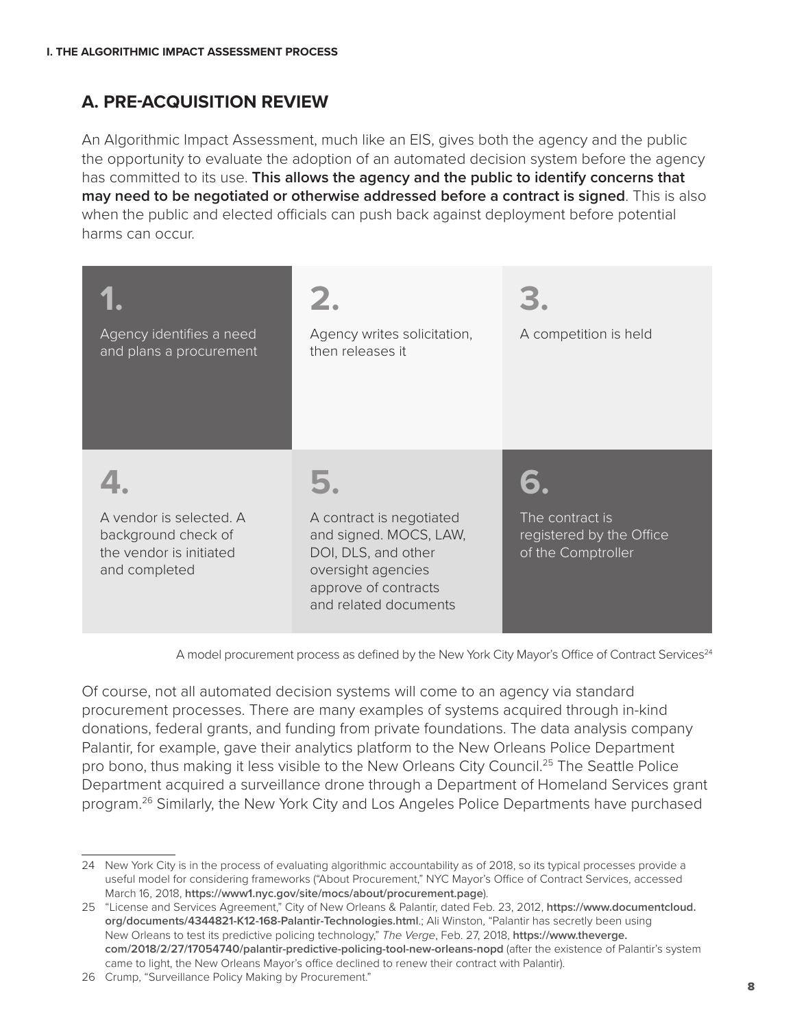## A. PRE-ACQUISITION REVIEW

An Algorithmic Impact Assessment, much like an EIS, gives both the agency and the public the opportunity to evaluate the adoption of an automated decision system before the agency has committed to its use. **This allows the agency and the public to identify concerns that may need to be negotiated or otherwise addressed before a contract is signed**. This is also when the public and elected officials can push back against deployment before potential harms can occur.

| | | |
|---|---|---|
| **1.** Agency identifies a need and plans a procurement | **2.** Agency writes solicitation, then releases it | **3.** A competition is held |
| **4.** A vendor is selected. A background check of the vendor is initiated and completed | **5.** A contract is negotiated and signed. MOCS, LAW, DOI, DLS, and other oversight agencies approve of contracts and related documents | **6.** The contract is registered by the Office of the Comptroller |

A model procurement process as defined by the New York City Mayor's Office of Contract Services[24]

Of course, not all automated decision systems will come to an agency via standard procurement processes. There are many examples of systems acquired through in-kind donations, federal grants, and funding from private foundations. The data analysis company Palantir, for example, gave their analytics platform to the New Orleans Police Department pro bono, thus making it less visible to the New Orleans City Council.[25] The Seattle Police Department acquired a surveillance drone through a Department of Homeland Services grant program.[26] Similarly, the New York City and Los Angeles Police Departments have purchased

---

24 New York City is in the process of evaluating algorithmic accountability as of 2018, so its typical processes provide a useful model for considering frameworks ("About Procurement," NYC Mayor's Office of Contract Services, accessed March 16, 2018, **https://www1.nyc.gov/site/mocs/about/procurement.page**).

25 "License and Services Agreement," City of New Orleans & Palantir, dated Feb. 23, 2012, **https://www.documentcloud.org/documents/4344821-K12-168-Palantir-Technologies.html**.; Ali Winston, "Palantir has secretly been using New Orleans to test its predictive policing technology," *The Verge*, Feb. 27, 2018, **https://www.theverge.com/2018/2/27/17054740/palantir-predictive-policing-tool-new-orleans-nopd** (after the existence of Palantir's system came to light, the New Orleans Mayor's office declined to renew their contract with Palantir).

26 Crump, "Surveillance Policy Making by Procurement."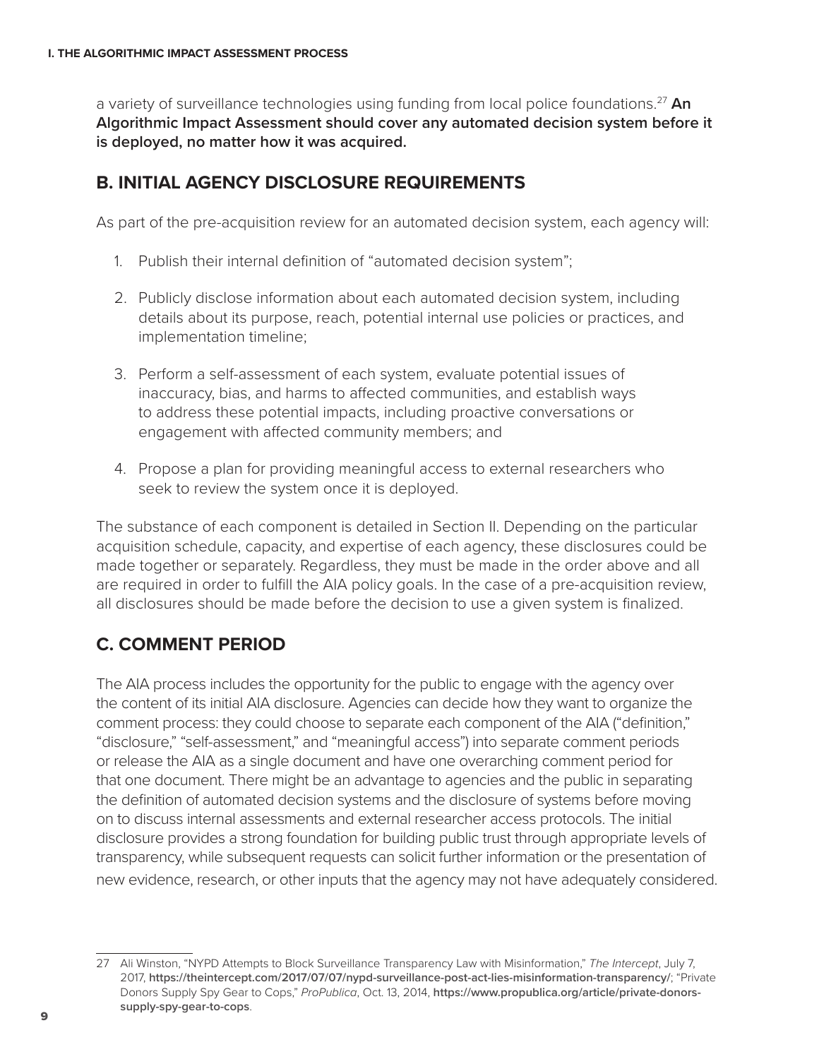a variety of surveillance technologies using funding from local police foundations.[27] **An Algorithmic Impact Assessment should cover any automated decision system before it is deployed, no matter how it was acquired.**

## B. INITIAL AGENCY DISCLOSURE REQUIREMENTS

As part of the pre-acquisition review for an automated decision system, each agency will:

1. Publish their internal definition of "automated decision system";
2. Publicly disclose information about each automated decision system, including details about its purpose, reach, potential internal use policies or practices, and implementation timeline;
3. Perform a self-assessment of each system, evaluate potential issues of inaccuracy, bias, and harms to affected communities, and establish ways to address these potential impacts, including proactive conversations or engagement with affected community members; and
4. Propose a plan for providing meaningful access to external researchers who seek to review the system once it is deployed.

The substance of each component is detailed in Section II. Depending on the particular acquisition schedule, capacity, and expertise of each agency, these disclosures could be made together or separately. Regardless, they must be made in the order above and all are required in order to fulfill the AIA policy goals. In the case of a pre-acquisition review, all disclosures should be made before the decision to use a given system is finalized.

## C. COMMENT PERIOD

The AIA process includes the opportunity for the public to engage with the agency over the content of its initial AIA disclosure. Agencies can decide how they want to organize the comment process: they could choose to separate each component of the AIA ("definition," "disclosure," "self-assessment," and "meaningful access") into separate comment periods or release the AIA as a single document and have one overarching comment period for that one document. There might be an advantage to agencies and the public in separating the definition of automated decision systems and the disclosure of systems before moving on to discuss internal assessments and external researcher access protocols. The initial disclosure provides a strong foundation for building public trust through appropriate levels of transparency, while subsequent requests can solicit further information or the presentation of new evidence, research, or other inputs that the agency may not have adequately considered.

---

27 Ali Winston, "NYPD Attempts to Block Surveillance Transparency Law with Misinformation," *The Intercept*, July 7, 2017, **https://theintercept.com/2017/07/07/nypd-surveillance-post-act-lies-misinformation-transparency/**; "Private Donors Supply Spy Gear to Cops," *ProPublica*, Oct. 13, 2014, **https://www.propublica.org/article/private-donors-supply-spy-gear-to-cops**.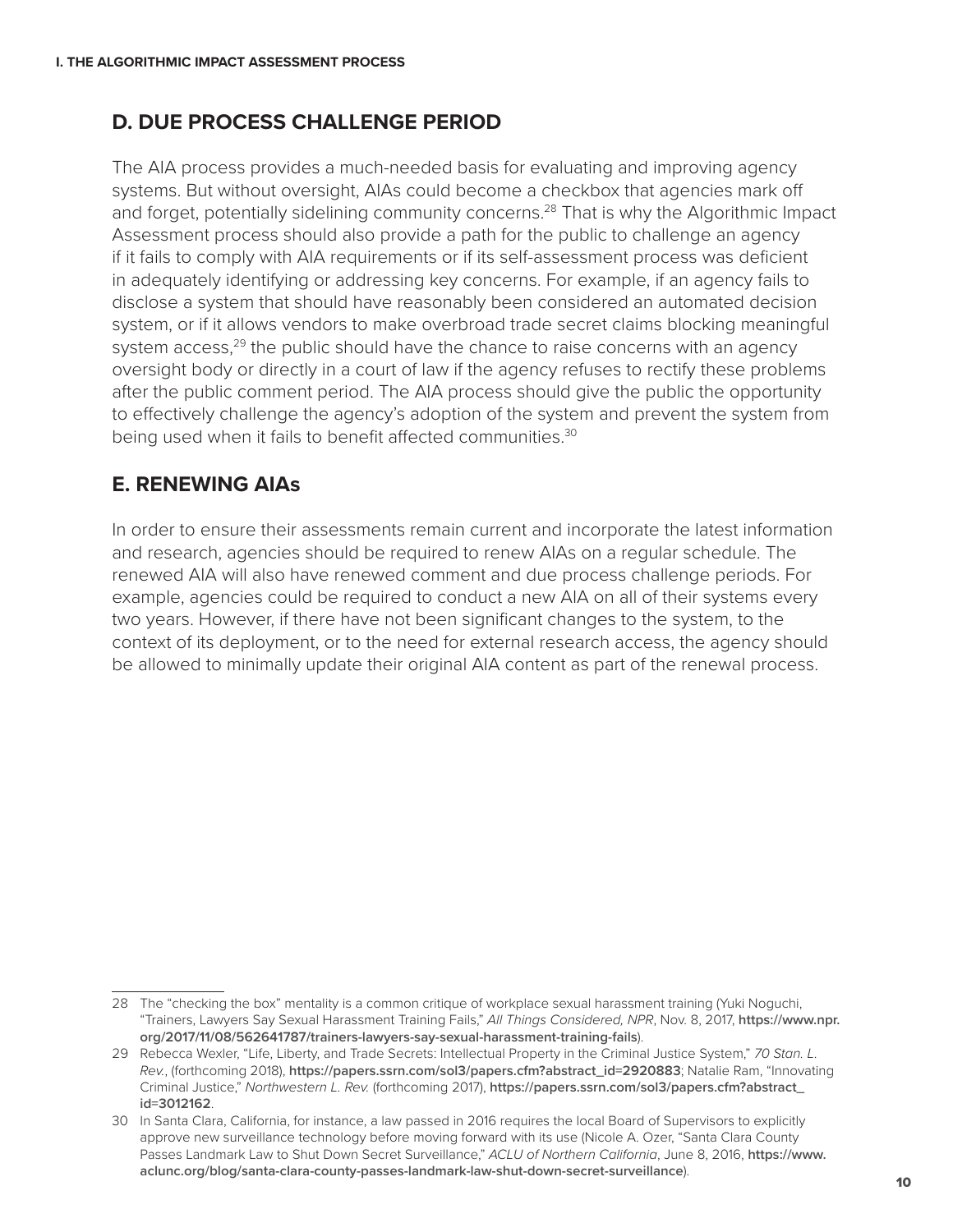## D. DUE PROCESS CHALLENGE PERIOD

The AIA process provides a much-needed basis for evaluating and improving agency systems. But without oversight, AIAs could become a checkbox that agencies mark off and forget, potentially sidelining community concerns.[28] That is why the Algorithmic Impact Assessment process should also provide a path for the public to challenge an agency if it fails to comply with AIA requirements or if its self-assessment process was deficient in adequately identifying or addressing key concerns. For example, if an agency fails to disclose a system that should have reasonably been considered an automated decision system, or if it allows vendors to make overbroad trade secret claims blocking meaningful system access,[29] the public should have the chance to raise concerns with an agency oversight body or directly in a court of law if the agency refuses to rectify these problems after the public comment period. The AIA process should give the public the opportunity to effectively challenge the agency's adoption of the system and prevent the system from being used when it fails to benefit affected communities.[30]

## E. RENEWING AIAs

In order to ensure their assessments remain current and incorporate the latest information and research, agencies should be required to renew AIAs on a regular schedule. The renewed AIA will also have renewed comment and due process challenge periods. For example, agencies could be required to conduct a new AIA on all of their systems every two years. However, if there have not been significant changes to the system, to the context of its deployment, or to the need for external research access, the agency should be allowed to minimally update their original AIA content as part of the renewal process.

---

28 The "checking the box" mentality is a common critique of workplace sexual harassment training (Yuki Noguchi, "Trainers, Lawyers Say Sexual Harassment Training Fails," *All Things Considered, NPR*, Nov. 8, 2017, **https://www.npr.org/2017/11/08/562641787/trainers-lawyers-say-sexual-harassment-training-fails**).

29 Rebecca Wexler, "Life, Liberty, and Trade Secrets: Intellectual Property in the Criminal Justice System," *70 Stan. L. Rev.*, (forthcoming 2018), **https://papers.ssrn.com/sol3/papers.cfm?abstract_id=2920883**; Natalie Ram, "Innovating Criminal Justice," *Northwestern L. Rev.* (forthcoming 2017), **https://papers.ssrn.com/sol3/papers.cfm?abstract_id=3012162**.

30 In Santa Clara, California, for instance, a law passed in 2016 requires the local Board of Supervisors to explicitly approve new surveillance technology before moving forward with its use (Nicole A. Ozer, "Santa Clara County Passes Landmark Law to Shut Down Secret Surveillance," *ACLU of Northern California*, June 8, 2016, **https://www.aclunc.org/blog/santa-clara-county-passes-landmark-law-shut-down-secret-surveillance**).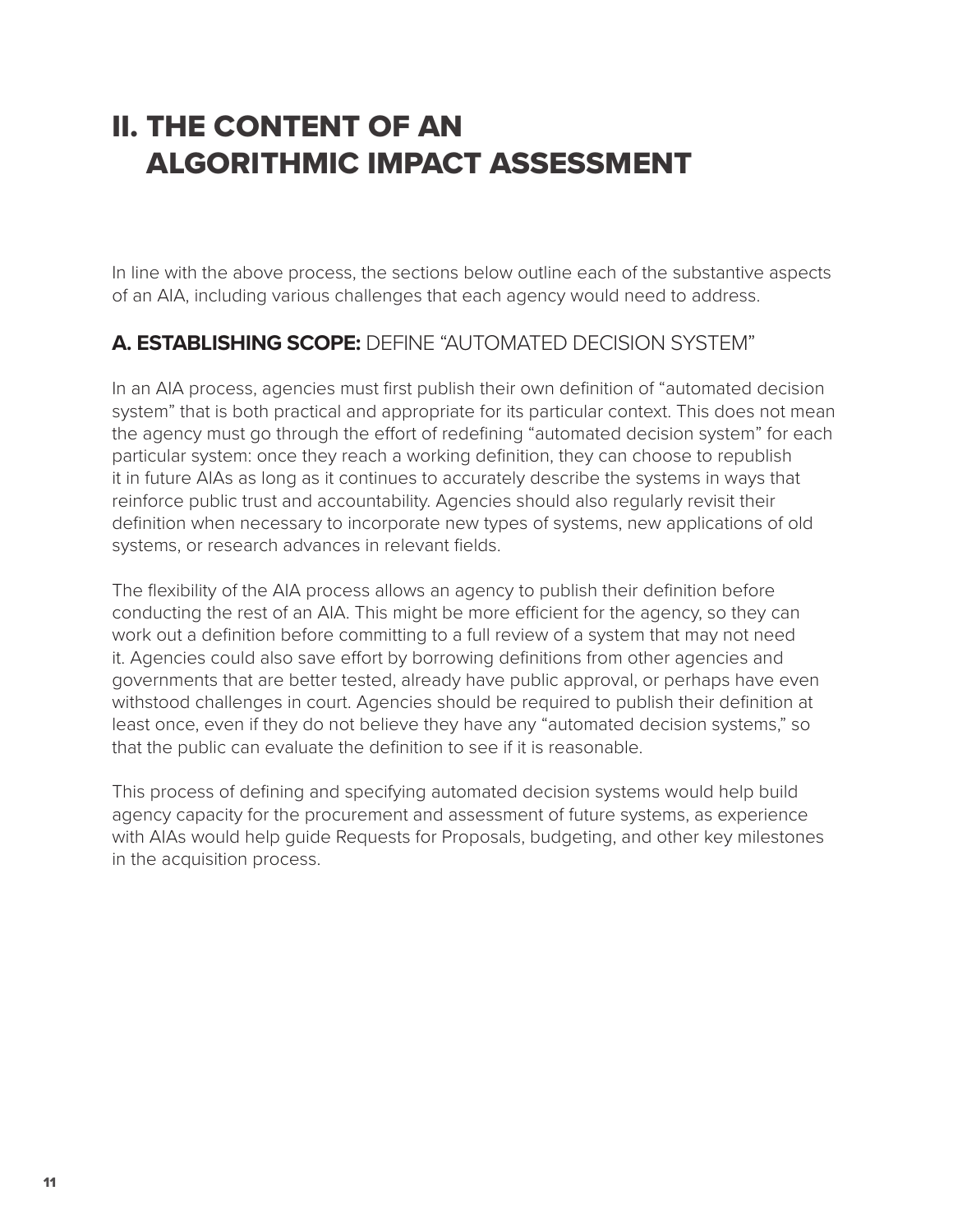# II. THE CONTENT OF AN ALGORITHMIC IMPACT ASSESSMENT

In line with the above process, the sections below outline each of the substantive aspects of an AIA, including various challenges that each agency would need to address.

## A. ESTABLISHING SCOPE: DEFINE "AUTOMATED DECISION SYSTEM"

In an AIA process, agencies must first publish their own definition of "automated decision system" that is both practical and appropriate for its particular context. This does not mean the agency must go through the effort of redefining "automated decision system" for each particular system: once they reach a working definition, they can choose to republish it in future AIAs as long as it continues to accurately describe the systems in ways that reinforce public trust and accountability. Agencies should also regularly revisit their definition when necessary to incorporate new types of systems, new applications of old systems, or research advances in relevant fields.

The flexibility of the AIA process allows an agency to publish their definition before conducting the rest of an AIA. This might be more efficient for the agency, so they can work out a definition before committing to a full review of a system that may not need it. Agencies could also save effort by borrowing definitions from other agencies and governments that are better tested, already have public approval, or perhaps have even withstood challenges in court. Agencies should be required to publish their definition at least once, even if they do not believe they have any "automated decision systems," so that the public can evaluate the definition to see if it is reasonable.

This process of defining and specifying automated decision systems would help build agency capacity for the procurement and assessment of future systems, as experience with AIAs would help guide Requests for Proposals, budgeting, and other key milestones in the acquisition process.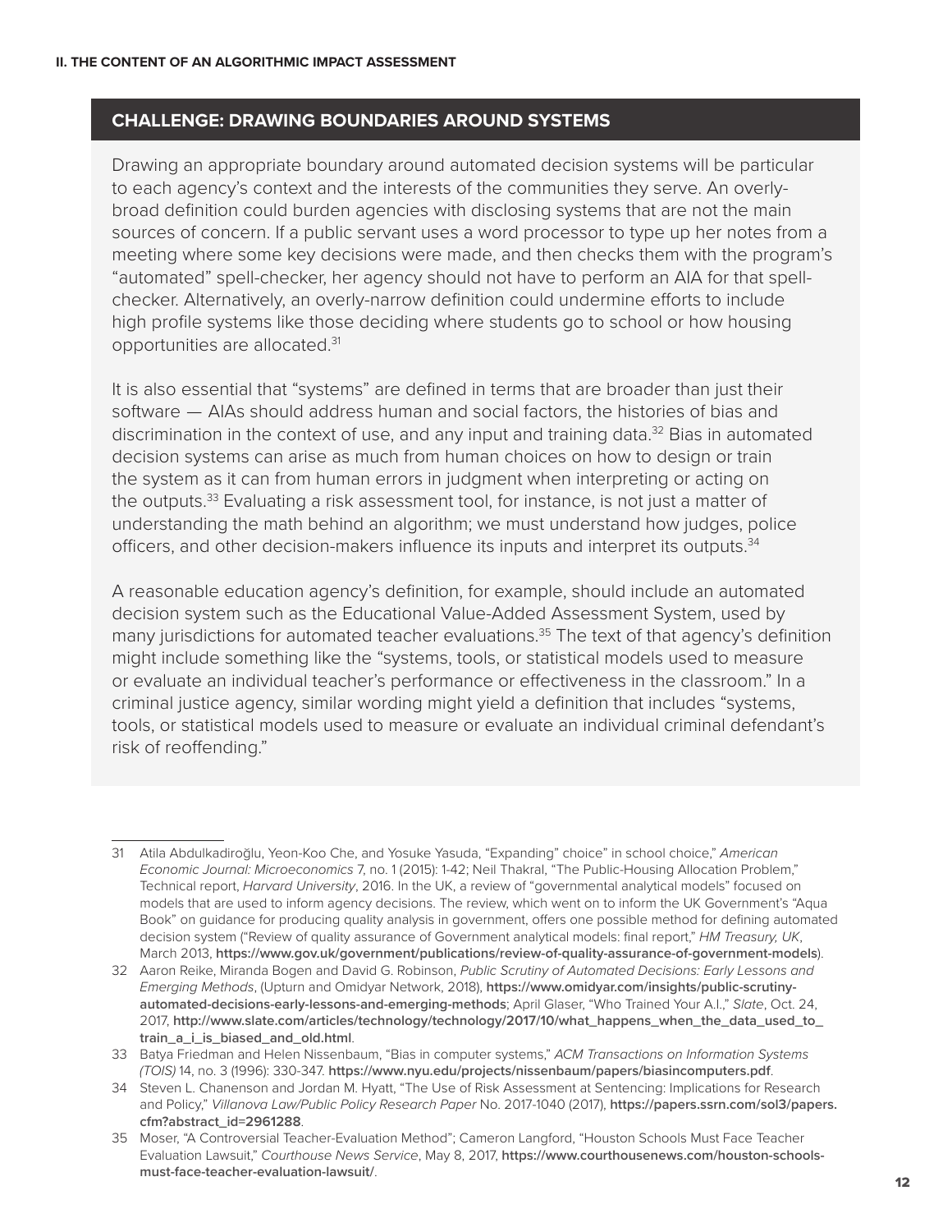## CHALLENGE: DRAWING BOUNDARIES AROUND SYSTEMS

Drawing an appropriate boundary around automated decision systems will be particular to each agency's context and the interests of the communities they serve. An overly-broad definition could burden agencies with disclosing systems that are not the main sources of concern. If a public servant uses a word processor to type up her notes from a meeting where some key decisions were made, and then checks them with the program's "automated" spell-checker, her agency should not have to perform an AIA for that spell-checker. Alternatively, an overly-narrow definition could undermine efforts to include high profile systems like those deciding where students go to school or how housing opportunities are allocated.[31]

It is also essential that "systems" are defined in terms that are broader than just their software — AIAs should address human and social factors, the histories of bias and discrimination in the context of use, and any input and training data.[32] Bias in automated decision systems can arise as much from human choices on how to design or train the system as it can from human errors in judgment when interpreting or acting on the outputs.[33] Evaluating a risk assessment tool, for instance, is not just a matter of understanding the math behind an algorithm; we must understand how judges, police officers, and other decision-makers influence its inputs and interpret its outputs.[34]

A reasonable education agency's definition, for example, should include an automated decision system such as the Educational Value-Added Assessment System, used by many jurisdictions for automated teacher evaluations.[35] The text of that agency's definition might include something like the "systems, tools, or statistical models used to measure or evaluate an individual teacher's performance or effectiveness in the classroom." In a criminal justice agency, similar wording might yield a definition that includes "systems, tools, or statistical models used to measure or evaluate an individual criminal defendant's risk of reoffending."

---

31 Atila Abdulkadiroğlu, Yeon-Koo Che, and Yosuke Yasuda, "Expanding" choice" in school choice," *American Economic Journal: Microeconomics* 7, no. 1 (2015): 1-42; Neil Thakral, "The Public-Housing Allocation Problem," Technical report, *Harvard University*, 2016. In the UK, a review of "governmental analytical models" focused on models that are used to inform agency decisions. The review, which went on to inform the UK Government's "Aqua Book" on guidance for producing quality analysis in government, offers one possible method for defining automated decision system ("Review of quality assurance of Government analytical models: final report," *HM Treasury, UK*, March 2013, **https://www.gov.uk/government/publications/review-of-quality-assurance-of-government-models**).

32 Aaron Reike, Miranda Bogen and David G. Robinson, *Public Scrutiny of Automated Decisions: Early Lessons and Emerging Methods*, (Upturn and Omidyar Network, 2018), **https://www.omidyar.com/insights/public-scrutiny-automated-decisions-early-lessons-and-emerging-methods**; April Glaser, "Who Trained Your A.I.," *Slate*, Oct. 24, 2017, **http://www.slate.com/articles/technology/technology/2017/10/what_happens_when_the_data_used_to_train_a_i_is_biased_and_old.html**.

33 Batya Friedman and Helen Nissenbaum, "Bias in computer systems," *ACM Transactions on Information Systems (TOIS)* 14, no. 3 (1996): 330-347. **https://www.nyu.edu/projects/nissenbaum/papers/biasincomputers.pdf**.

34 Steven L. Chanenson and Jordan M. Hyatt, "The Use of Risk Assessment at Sentencing: Implications for Research and Policy," *Villanova Law/Public Policy Research Paper* No. 2017-1040 (2017), **https://papers.ssrn.com/sol3/papers.cfm?abstract_id=2961288**.

35 Moser, "A Controversial Teacher-Evaluation Method"; Cameron Langford, "Houston Schools Must Face Teacher Evaluation Lawsuit," *Courthouse News Service*, May 8, 2017, **https://www.courthousenews.com/houston-schools-must-face-teacher-evaluation-lawsuit/**.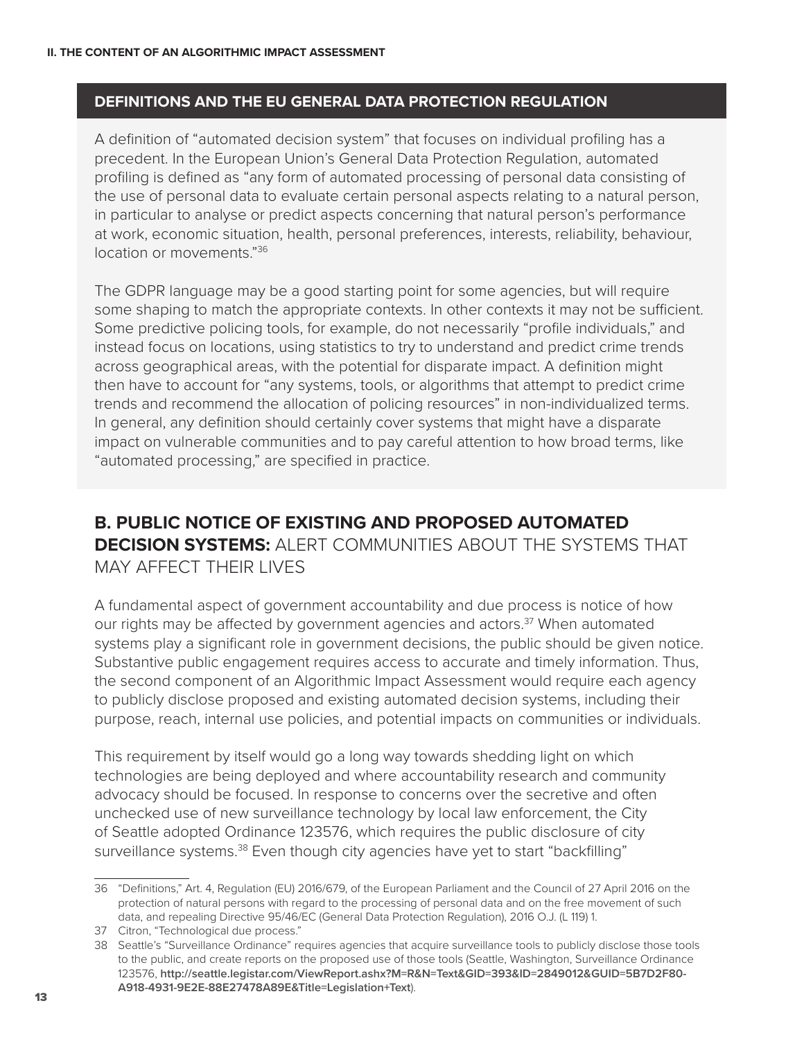### DEFINITIONS AND THE EU GENERAL DATA PROTECTION REGULATION

A definition of "automated decision system" that focuses on individual profiling has a precedent. In the European Union's General Data Protection Regulation, automated profiling is defined as "any form of automated processing of personal data consisting of the use of personal data to evaluate certain personal aspects relating to a natural person, in particular to analyse or predict aspects concerning that natural person's performance at work, economic situation, health, personal preferences, interests, reliability, behaviour, location or movements."[36]

The GDPR language may be a good starting point for some agencies, but will require some shaping to match the appropriate contexts. In other contexts it may not be sufficient. Some predictive policing tools, for example, do not necessarily "profile individuals," and instead focus on locations, using statistics to try to understand and predict crime trends across geographical areas, with the potential for disparate impact. A definition might then have to account for "any systems, tools, or algorithms that attempt to predict crime trends and recommend the allocation of policing resources" in non-individualized terms. In general, any definition should certainly cover systems that might have a disparate impact on vulnerable communities and to pay careful attention to how broad terms, like "automated processing," are specified in practice.

## B. PUBLIC NOTICE OF EXISTING AND PROPOSED AUTOMATED DECISION SYSTEMS: ALERT COMMUNITIES ABOUT THE SYSTEMS THAT MAY AFFECT THEIR LIVES

A fundamental aspect of government accountability and due process is notice of how our rights may be affected by government agencies and actors.[37] When automated systems play a significant role in government decisions, the public should be given notice. Substantive public engagement requires access to accurate and timely information. Thus, the second component of an Algorithmic Impact Assessment would require each agency to publicly disclose proposed and existing automated decision systems, including their purpose, reach, internal use policies, and potential impacts on communities or individuals.

This requirement by itself would go a long way towards shedding light on which technologies are being deployed and where accountability research and community advocacy should be focused. In response to concerns over the secretive and often unchecked use of new surveillance technology by local law enforcement, the City of Seattle adopted Ordinance 123576, which requires the public disclosure of city surveillance systems.[38] Even though city agencies have yet to start "backfilling"

---

36 "Definitions," Art. 4, Regulation (EU) 2016/679, of the European Parliament and the Council of 27 April 2016 on the protection of natural persons with regard to the processing of personal data and on the free movement of such data, and repealing Directive 95/46/EC (General Data Protection Regulation), 2016 O.J. (L 119) 1.

37 Citron, "Technological due process."

38 Seattle's "Surveillance Ordinance" requires agencies that acquire surveillance tools to publicly disclose those tools to the public, and create reports on the proposed use of those tools (Seattle, Washington, Surveillance Ordinance 123576, **http://seattle.legistar.com/ViewReport.ashx?M=R&N=Text&GID=393&ID=2849012&GUID=5B7D2F80-A918-4931-9E2E-88E27478A89E&Title=Legislation+Text**).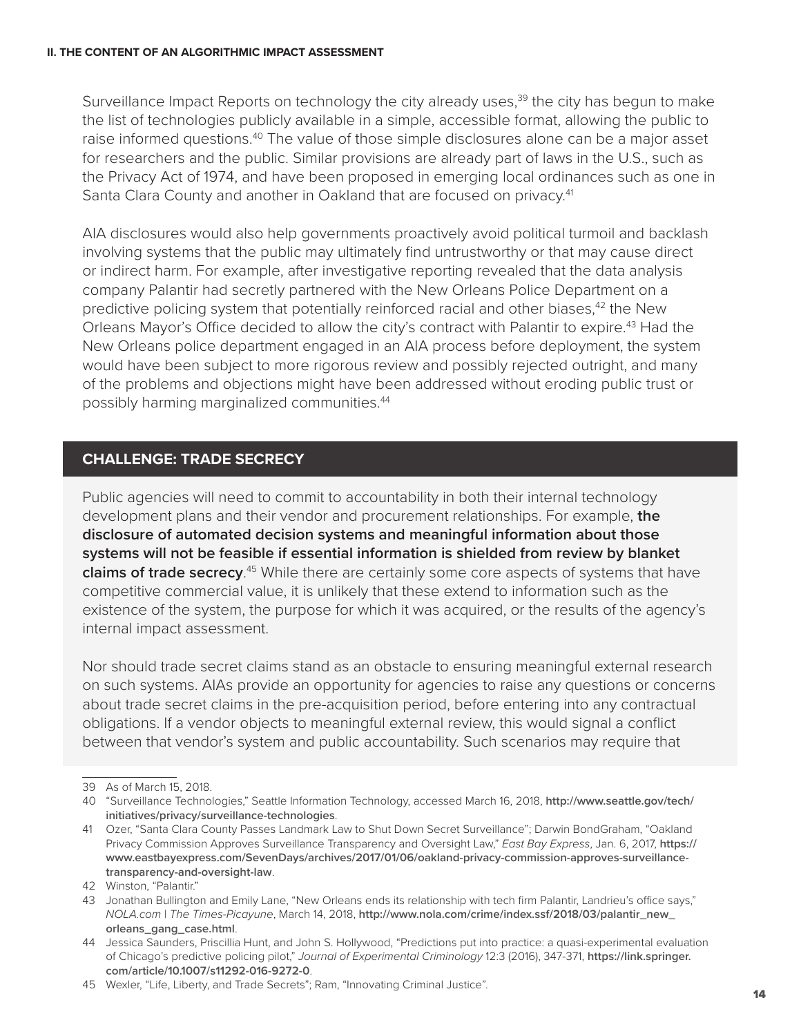Surveillance Impact Reports on technology the city already uses,[39] the city has begun to make the list of technologies publicly available in a simple, accessible format, allowing the public to raise informed questions.[40] The value of those simple disclosures alone can be a major asset for researchers and the public. Similar provisions are already part of laws in the U.S., such as the Privacy Act of 1974, and have been proposed in emerging local ordinances such as one in Santa Clara County and another in Oakland that are focused on privacy.[41]

AIA disclosures would also help governments proactively avoid political turmoil and backlash involving systems that the public may ultimately find untrustworthy or that may cause direct or indirect harm. For example, after investigative reporting revealed that the data analysis company Palantir had secretly partnered with the New Orleans Police Department on a predictive policing system that potentially reinforced racial and other biases,[42] the New Orleans Mayor's Office decided to allow the city's contract with Palantir to expire.[43] Had the New Orleans police department engaged in an AIA process before deployment, the system would have been subject to more rigorous review and possibly rejected outright, and many of the problems and objections might have been addressed without eroding public trust or possibly harming marginalized communities.[44]

### CHALLENGE: TRADE SECRECY

Public agencies will need to commit to accountability in both their internal technology development plans and their vendor and procurement relationships. For example, **the disclosure of automated decision systems and meaningful information about those systems will not be feasible if essential information is shielded from review by blanket claims of trade secrecy**.[45] While there are certainly some core aspects of systems that have competitive commercial value, it is unlikely that these extend to information such as the existence of the system, the purpose for which it was acquired, or the results of the agency's internal impact assessment.

Nor should trade secret claims stand as an obstacle to ensuring meaningful external research on such systems. AIAs provide an opportunity for agencies to raise any questions or concerns about trade secret claims in the pre-acquisition period, before entering into any contractual obligations. If a vendor objects to meaningful external review, this would signal a conflict between that vendor's system and public accountability. Such scenarios may require that

---

39 As of March 15, 2018.

40 "Surveillance Technologies," Seattle Information Technology, accessed March 16, 2018, **http://www.seattle.gov/tech/initiatives/privacy/surveillance-technologies**.

41 Ozer, "Santa Clara County Passes Landmark Law to Shut Down Secret Surveillance"; Darwin BondGraham, "Oakland Privacy Commission Approves Surveillance Transparency and Oversight Law," *East Bay Express*, Jan. 6, 2017, **https://www.eastbayexpress.com/SevenDays/archives/2017/01/06/oakland-privacy-commission-approves-surveillance-transparency-and-oversight-law**.

42 Winston, "Palantir."

43 Jonathan Bullington and Emily Lane, "New Orleans ends its relationship with tech firm Palantir, Landrieu's office says," *NOLA.com | The Times-Picayune*, March 14, 2018, **http://www.nola.com/crime/index.ssf/2018/03/palantir_new_orleans_gang_case.html**.

44 Jessica Saunders, Priscillia Hunt, and John S. Hollywood, "Predictions put into practice: a quasi-experimental evaluation of Chicago's predictive policing pilot," *Journal of Experimental Criminology* 12:3 (2016), 347-371, **https://link.springer.com/article/10.1007/s11292-016-9272-0**.

45 Wexler, "Life, Liberty, and Trade Secrets"; Ram, "Innovating Criminal Justice".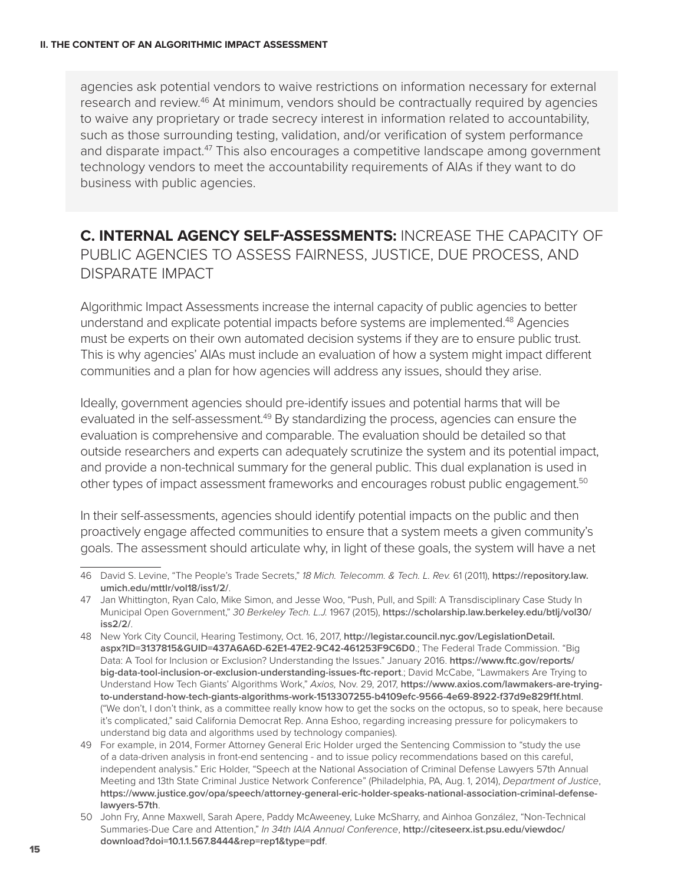agencies ask potential vendors to waive restrictions on information necessary for external research and review.[46] At minimum, vendors should be contractually required by agencies to waive any proprietary or trade secrecy interest in information related to accountability, such as those surrounding testing, validation, and/or verification of system performance and disparate impact.[47] This also encourages a competitive landscape among government technology vendors to meet the accountability requirements of AIAs if they want to do business with public agencies.

## C. INTERNAL AGENCY SELF-ASSESSMENTS: INCREASE THE CAPACITY OF PUBLIC AGENCIES TO ASSESS FAIRNESS, JUSTICE, DUE PROCESS, AND DISPARATE IMPACT

Algorithmic Impact Assessments increase the internal capacity of public agencies to better understand and explicate potential impacts before systems are implemented.[48] Agencies must be experts on their own automated decision systems if they are to ensure public trust. This is why agencies' AIAs must include an evaluation of how a system might impact different communities and a plan for how agencies will address any issues, should they arise.

Ideally, government agencies should pre-identify issues and potential harms that will be evaluated in the self-assessment.[49] By standardizing the process, agencies can ensure the evaluation is comprehensive and comparable. The evaluation should be detailed so that outside researchers and experts can adequately scrutinize the system and its potential impact, and provide a non-technical summary for the general public. This dual explanation is used in other types of impact assessment frameworks and encourages robust public engagement.[50]

In their self-assessments, agencies should identify potential impacts on the public and then proactively engage affected communities to ensure that a system meets a given community's goals. The assessment should articulate why, in light of these goals, the system will have a net

---

46 David S. Levine, "The People's Trade Secrets," *18 Mich. Telecomm. & Tech. L. Rev.* 61 (2011), **https://repository.law.umich.edu/mttlr/vol18/iss1/2/**.

47 Jan Whittington, Ryan Calo, Mike Simon, and Jesse Woo, "Push, Pull, and Spill: A Transdisciplinary Case Study In Municipal Open Government," *30 Berkeley Tech. L.J.* 1967 (2015), **https://scholarship.law.berkeley.edu/btlj/vol30/iss2/2/**.

48 New York City Council, Hearing Testimony, Oct. 16, 2017, **http://legistar.council.nyc.gov/LegislationDetail.aspx?ID=3137815&GUID=437A6A6D-62E1-47E2-9C42-461253F9C6D0**.; The Federal Trade Commission. "Big Data: A Tool for Inclusion or Exclusion? Understanding the Issues." January 2016. **https://www.ftc.gov/reports/big-data-tool-inclusion-or-exclusion-understanding-issues-ftc-report**.; David McCabe, "Lawmakers Are Trying to Understand How Tech Giants' Algorithms Work," *Axios,* Nov. 29, 2017, **https://www.axios.com/lawmakers-are-trying-to-understand-how-tech-giants-algorithms-work-1513307255-b4109efc-9566-4e69-8922-f37d9e829f1f.html**. ("We don't, I don't think, as a committee really know how to get the socks on the octopus, so to speak, here because it's complicated," said California Democrat Rep. Anna Eshoo, regarding increasing pressure for policymakers to understand big data and algorithms used by technology companies).

49 For example, in 2014, Former Attorney General Eric Holder urged the Sentencing Commission to "study the use of a data-driven analysis in front-end sentencing - and to issue policy recommendations based on this careful, independent analysis." Eric Holder, "Speech at the National Association of Criminal Defense Lawyers 57th Annual Meeting and 13th State Criminal Justice Network Conference" (Philadelphia, PA, Aug. 1, 2014), *Department of Justice*, **https://www.justice.gov/opa/speech/attorney-general-eric-holder-speaks-national-association-criminal-defense-lawyers-57th**.

50 John Fry, Anne Maxwell, Sarah Apere, Paddy McAweeney, Luke McSharry, and Ainhoa González, "Non-Technical Summaries-Due Care and Attention," *In 34th IAIA Annual Conference*, **http://citeseerx.ist.psu.edu/viewdoc/download?doi=10.1.1.567.8444&rep=rep1&type=pdf**.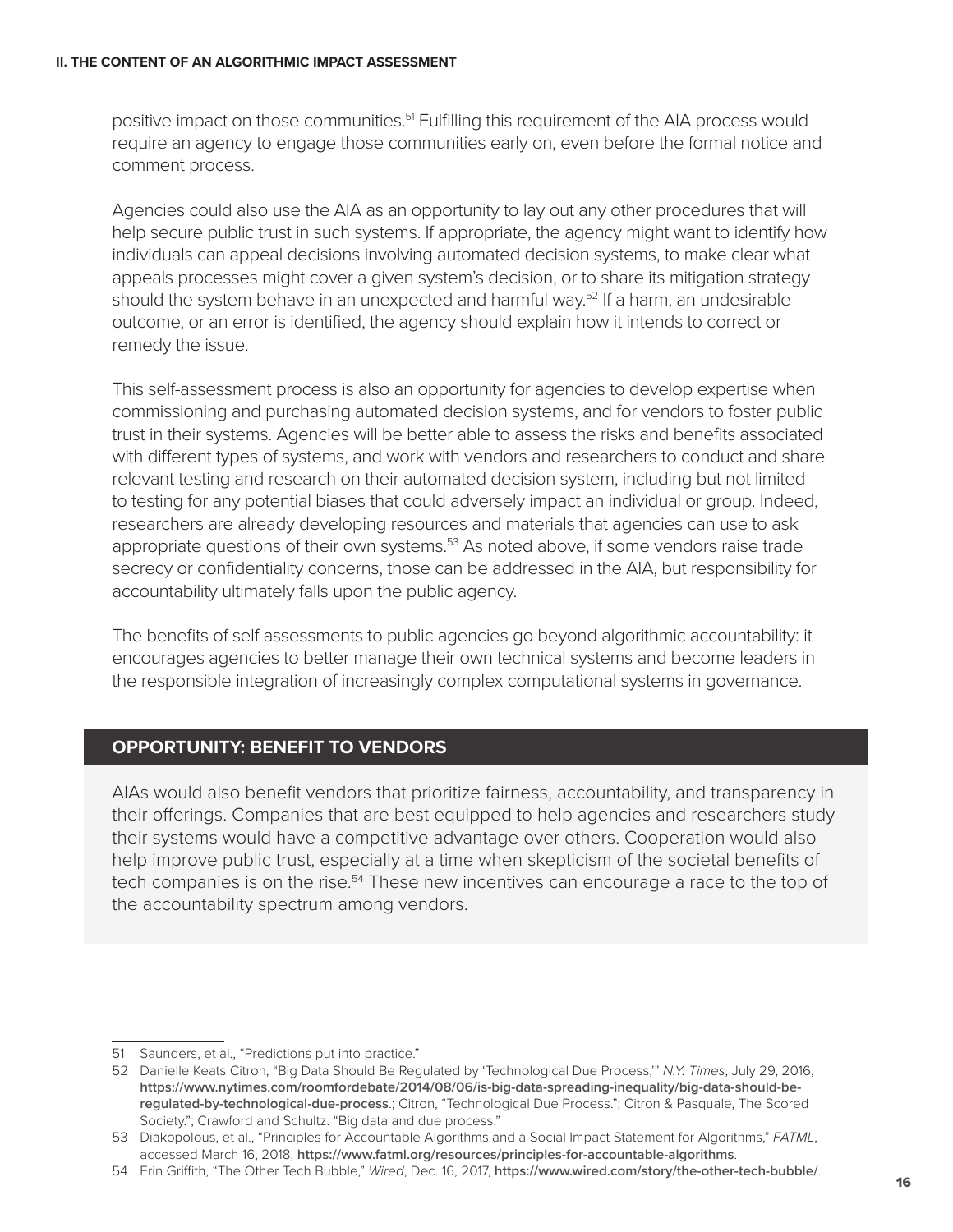positive impact on those communities.[51] Fulfilling this requirement of the AIA process would require an agency to engage those communities early on, even before the formal notice and comment process.

Agencies could also use the AIA as an opportunity to lay out any other procedures that will help secure public trust in such systems. If appropriate, the agency might want to identify how individuals can appeal decisions involving automated decision systems, to make clear what appeals processes might cover a given system's decision, or to share its mitigation strategy should the system behave in an unexpected and harmful way.[52] If a harm, an undesirable outcome, or an error is identified, the agency should explain how it intends to correct or remedy the issue.

This self-assessment process is also an opportunity for agencies to develop expertise when commissioning and purchasing automated decision systems, and for vendors to foster public trust in their systems. Agencies will be better able to assess the risks and benefits associated with different types of systems, and work with vendors and researchers to conduct and share relevant testing and research on their automated decision system, including but not limited to testing for any potential biases that could adversely impact an individual or group. Indeed, researchers are already developing resources and materials that agencies can use to ask appropriate questions of their own systems.[53] As noted above, if some vendors raise trade secrecy or confidentiality concerns, those can be addressed in the AIA, but responsibility for accountability ultimately falls upon the public agency.

The benefits of self assessments to public agencies go beyond algorithmic accountability: it encourages agencies to better manage their own technical systems and become leaders in the responsible integration of increasingly complex computational systems in governance.

### OPPORTUNITY: BENEFIT TO VENDORS

AIAs would also benefit vendors that prioritize fairness, accountability, and transparency in their offerings. Companies that are best equipped to help agencies and researchers study their systems would have a competitive advantage over others. Cooperation would also help improve public trust, especially at a time when skepticism of the societal benefits of tech companies is on the rise.[54] These new incentives can encourage a race to the top of the accountability spectrum among vendors.

---

51 Saunders, et al., "Predictions put into practice."

52 Danielle Keats Citron, "Big Data Should Be Regulated by 'Technological Due Process,'" *N.Y. Times*, July 29, 2016, **https://www.nytimes.com/roomfordebate/2014/08/06/is-big-data-spreading-inequality/big-data-should-be-regulated-by-technological-due-process**.; Citron, "Technological Due Process."; Citron & Pasquale, The Scored Society."; Crawford and Schultz. "Big data and due process."

53 Diakopolous, et al., "Principles for Accountable Algorithms and a Social Impact Statement for Algorithms," *FATML*, accessed March 16, 2018, **https://www.fatml.org/resources/principles-for-accountable-algorithms**.

54 Erin Griffith, "The Other Tech Bubble," *Wired*, Dec. 16, 2017, **https://www.wired.com/story/the-other-tech-bubble/**.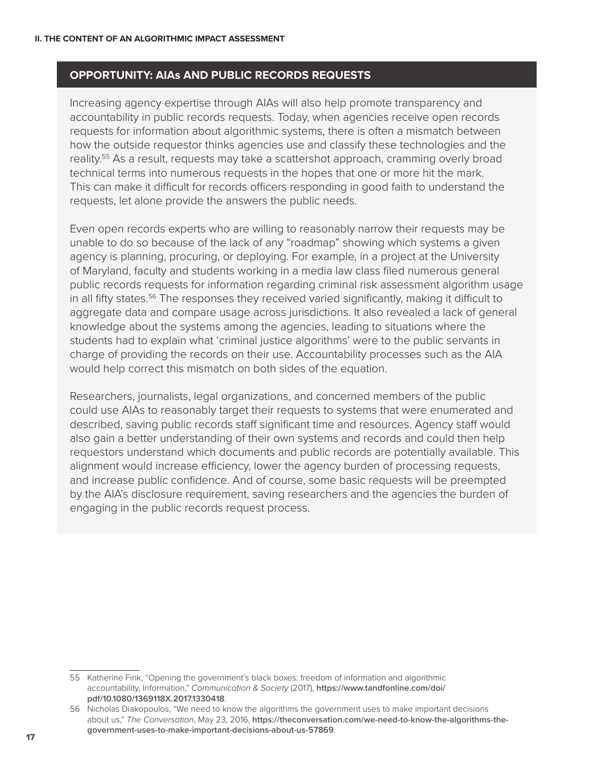### OPPORTUNITY: AIAs AND PUBLIC RECORDS REQUESTS

Increasing agency expertise through AIAs will also help promote transparency and accountability in public records requests. Today, when agencies receive open records requests for information about algorithmic systems, there is often a mismatch between how the outside requestor thinks agencies use and classify these technologies and the reality.[55] As a result, requests may take a scattershot approach, cramming overly broad technical terms into numerous requests in the hopes that one or more hit the mark. This can make it difficult for records officers responding in good faith to understand the requests, let alone provide the answers the public needs.

Even open records experts who are willing to reasonably narrow their requests may be unable to do so because of the lack of any "roadmap" showing which systems a given agency is planning, procuring, or deploying. For example, in a project at the University of Maryland, faculty and students working in a media law class filed numerous general public records requests for information regarding criminal risk assessment algorithm usage in all fifty states.[56] The responses they received varied significantly, making it difficult to aggregate data and compare usage across jurisdictions. It also revealed a lack of general knowledge about the systems among the agencies, leading to situations where the students had to explain what 'criminal justice algorithms' were to the public servants in charge of providing the records on their use. Accountability processes such as the AIA would help correct this mismatch on both sides of the equation.

Researchers, journalists, legal organizations, and concerned members of the public could use AIAs to reasonably target their requests to systems that were enumerated and described, saving public records staff significant time and resources. Agency staff would also gain a better understanding of their own systems and records and could then help requestors understand which documents and public records are potentially available. This alignment would increase efficiency, lower the agency burden of processing requests, and increase public confidence. And of course, some basic requests will be preempted by the AIA's disclosure requirement, saving researchers and the agencies the burden of engaging in the public records request process.

---

55 Katherine Fink, "Opening the government's black boxes: freedom of information and algorithmic accountability, Information," *Communication & Society* (2017), **https://www.tandfonline.com/doi/pdf/10.1080/1369118X.2017.1330418**.

56 Nicholas Diakopoulos, "We need to know the algorithms the government uses to make important decisions about us," *The Conversation*, May 23, 2016, **https://theconversation.com/we-need-to-know-the-algorithms-the-government-uses-to-make-important-decisions-about-us-57869**.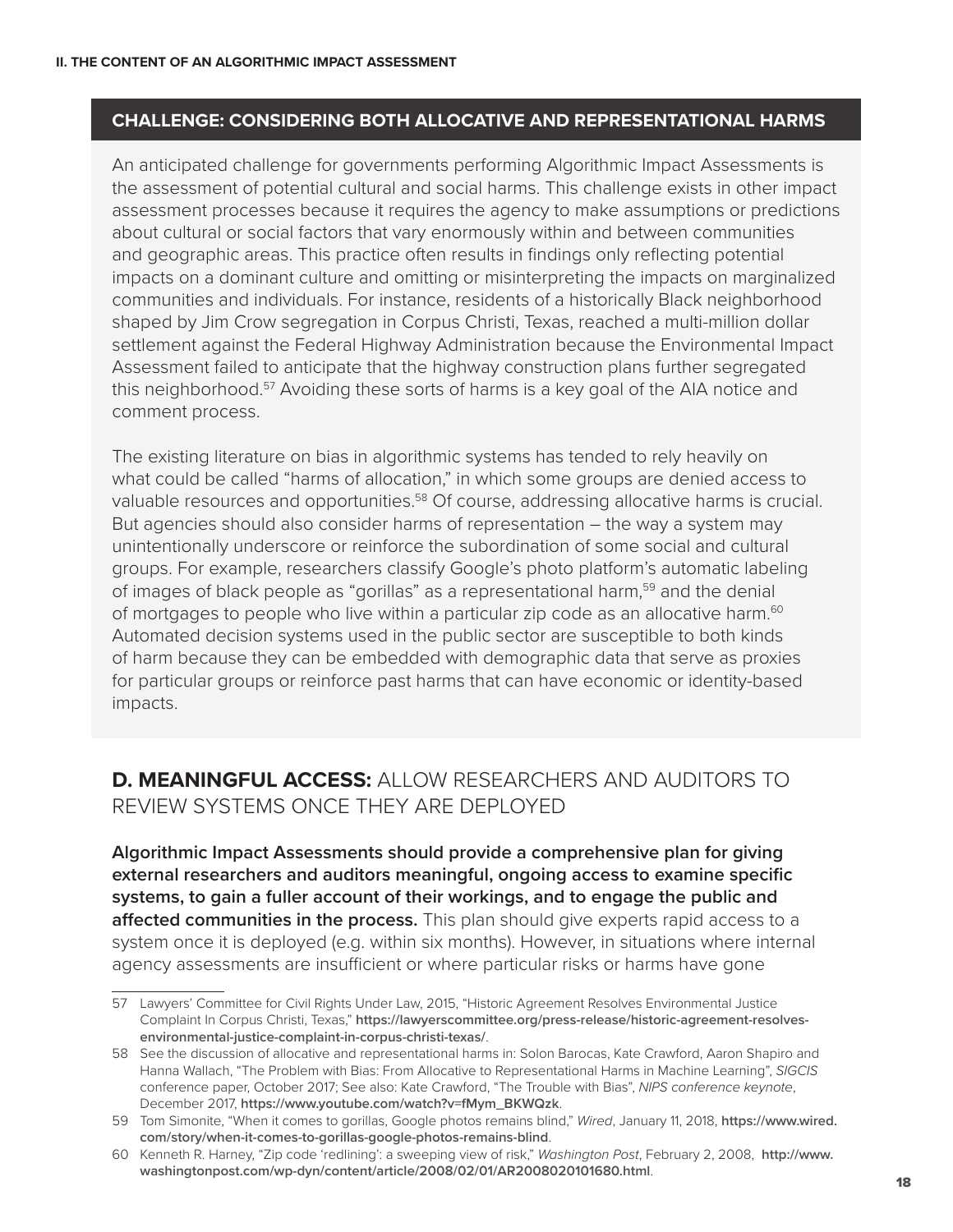### CHALLENGE: CONSIDERING BOTH ALLOCATIVE AND REPRESENTATIONAL HARMS

An anticipated challenge for governments performing Algorithmic Impact Assessments is the assessment of potential cultural and social harms. This challenge exists in other impact assessment processes because it requires the agency to make assumptions or predictions about cultural or social factors that vary enormously within and between communities and geographic areas. This practice often results in findings only reflecting potential impacts on a dominant culture and omitting or misinterpreting the impacts on marginalized communities and individuals. For instance, residents of a historically Black neighborhood shaped by Jim Crow segregation in Corpus Christi, Texas, reached a multi-million dollar settlement against the Federal Highway Administration because the Environmental Impact Assessment failed to anticipate that the highway construction plans further segregated this neighborhood.[57] Avoiding these sorts of harms is a key goal of the AIA notice and comment process.

The existing literature on bias in algorithmic systems has tended to rely heavily on what could be called "harms of allocation," in which some groups are denied access to valuable resources and opportunities.[58] Of course, addressing allocative harms is crucial. But agencies should also consider harms of representation – the way a system may unintentionally underscore or reinforce the subordination of some social and cultural groups. For example, researchers classify Google's photo platform's automatic labeling of images of black people as "gorillas" as a representational harm,[59] and the denial of mortgages to people who live within a particular zip code as an allocative harm.[60] Automated decision systems used in the public sector are susceptible to both kinds of harm because they can be embedded with demographic data that serve as proxies for particular groups or reinforce past harms that can have economic or identity-based impacts.

## D. MEANINGFUL ACCESS: ALLOW RESEARCHERS AND AUDITORS TO REVIEW SYSTEMS ONCE THEY ARE DEPLOYED

**Algorithmic Impact Assessments should provide a comprehensive plan for giving external researchers and auditors meaningful, ongoing access to examine specific systems, to gain a fuller account of their workings, and to engage the public and affected communities in the process.** This plan should give experts rapid access to a system once it is deployed (e.g. within six months). However, in situations where internal agency assessments are insufficient or where particular risks or harms have gone

---

57 Lawyers' Committee for Civil Rights Under Law, 2015, "Historic Agreement Resolves Environmental Justice Complaint In Corpus Christi, Texas," **https://lawyerscommittee.org/press-release/historic-agreement-resolves-environmental-justice-complaint-in-corpus-christi-texas/**.

58 See the discussion of allocative and representational harms in: Solon Barocas, Kate Crawford, Aaron Shapiro and Hanna Wallach, "The Problem with Bias: From Allocative to Representational Harms in Machine Learning", *SIGCIS* conference paper, October 2017; See also: Kate Crawford, "The Trouble with Bias", *NIPS conference keynote*, December 2017, **https://www.youtube.com/watch?v=fMym_BKWQzk**.

59 Tom Simonite, "When it comes to gorillas, Google photos remains blind," *Wired*, January 11, 2018, **https://www.wired.com/story/when-it-comes-to-gorillas-google-photos-remains-blind**.

60 Kenneth R. Harney, "Zip code 'redlining': a sweeping view of risk," *Washington Post*, February 2, 2008, **http://www.washingtonpost.com/wp-dyn/content/article/2008/02/01/AR2008020101680.html**.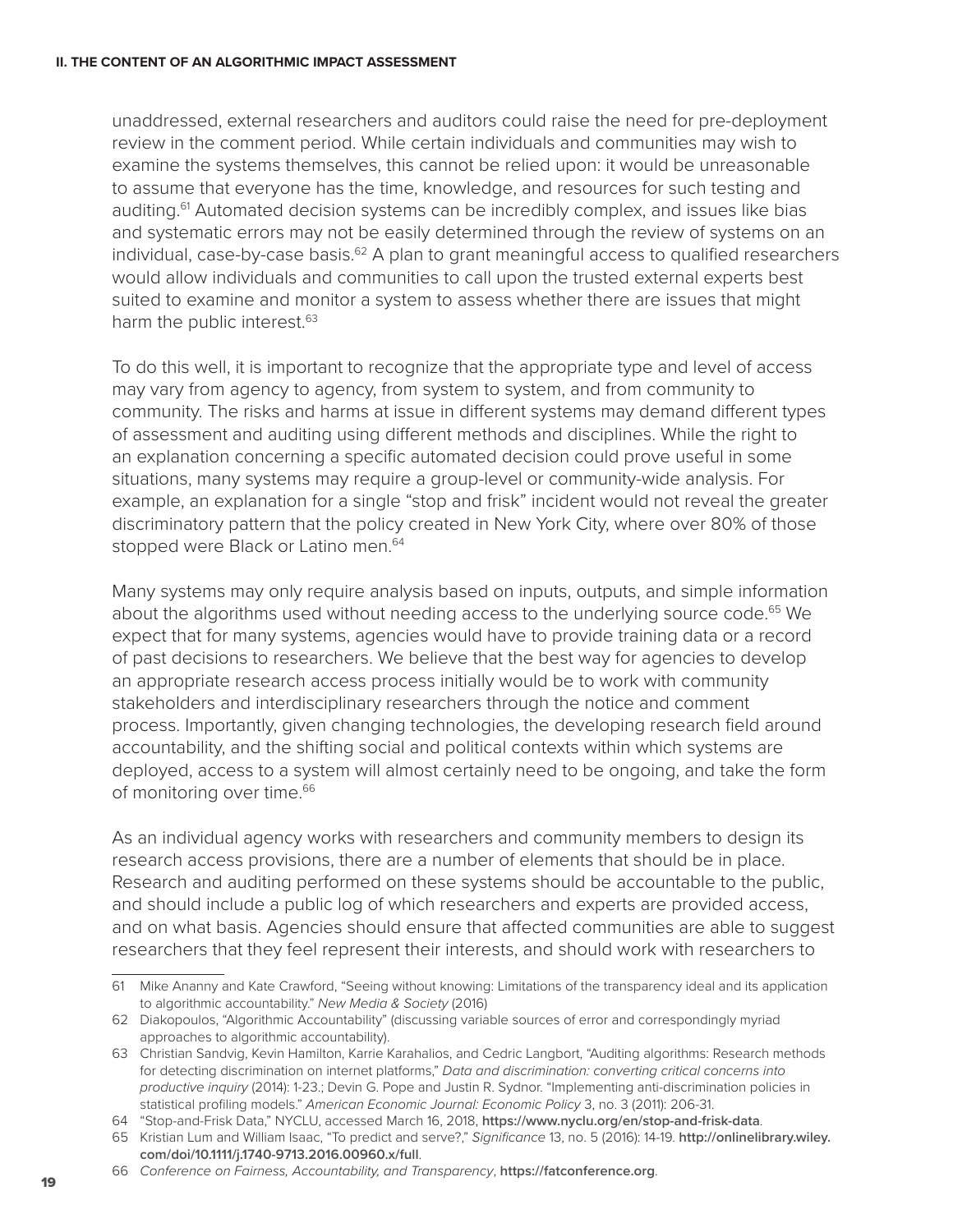unaddressed, external researchers and auditors could raise the need for pre-deployment review in the comment period. While certain individuals and communities may wish to examine the systems themselves, this cannot be relied upon: it would be unreasonable to assume that everyone has the time, knowledge, and resources for such testing and auditing.[61] Automated decision systems can be incredibly complex, and issues like bias and systematic errors may not be easily determined through the review of systems on an individual, case-by-case basis.[62] A plan to grant meaningful access to qualified researchers would allow individuals and communities to call upon the trusted external experts best suited to examine and monitor a system to assess whether there are issues that might harm the public interest.[63]

To do this well, it is important to recognize that the appropriate type and level of access may vary from agency to agency, from system to system, and from community to community. The risks and harms at issue in different systems may demand different types of assessment and auditing using different methods and disciplines. While the right to an explanation concerning a specific automated decision could prove useful in some situations, many systems may require a group-level or community-wide analysis. For example, an explanation for a single "stop and frisk" incident would not reveal the greater discriminatory pattern that the policy created in New York City, where over 80% of those stopped were Black or Latino men.[64]

Many systems may only require analysis based on inputs, outputs, and simple information about the algorithms used without needing access to the underlying source code.[65] We expect that for many systems, agencies would have to provide training data or a record of past decisions to researchers. We believe that the best way for agencies to develop an appropriate research access process initially would be to work with community stakeholders and interdisciplinary researchers through the notice and comment process. Importantly, given changing technologies, the developing research field around accountability, and the shifting social and political contexts within which systems are deployed, access to a system will almost certainly need to be ongoing, and take the form of monitoring over time.[66]

As an individual agency works with researchers and community members to design its research access provisions, there are a number of elements that should be in place. Research and auditing performed on these systems should be accountable to the public, and should include a public log of which researchers and experts are provided access, and on what basis. Agencies should ensure that affected communities are able to suggest researchers that they feel represent their interests, and should work with researchers to

---

61 Mike Ananny and Kate Crawford, "Seeing without knowing: Limitations of the transparency ideal and its application to algorithmic accountability." *New Media & Society* (2016)

62 Diakopoulos, "Algorithmic Accountability" (discussing variable sources of error and correspondingly myriad approaches to algorithmic accountability).

63 Christian Sandvig, Kevin Hamilton, Karrie Karahalios, and Cedric Langbort, "Auditing algorithms: Research methods for detecting discrimination on internet platforms," *Data and discrimination: converting critical concerns into productive inquiry* (2014): 1-23.; Devin G. Pope and Justin R. Sydnor. "Implementing anti-discrimination policies in statistical profiling models." *American Economic Journal: Economic Policy* 3, no. 3 (2011): 206-31.

64 "Stop-and-Frisk Data," NYCLU, accessed March 16, 2018, **https://www.nyclu.org/en/stop-and-frisk-data**.

65 Kristian Lum and William Isaac, "To predict and serve?," *Significance* 13, no. 5 (2016): 14-19. **http://onlinelibrary.wiley.com/doi/10.1111/j.1740-9713.2016.00960.x/full**.

66 *Conference on Fairness, Accountability, and Transparency*, **https://fatconference.org**.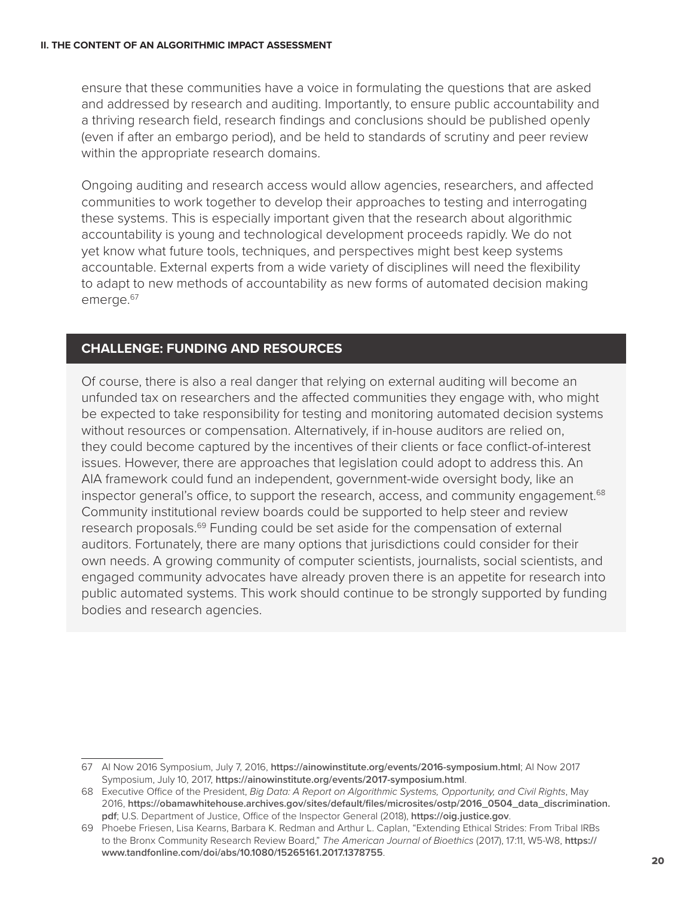ensure that these communities have a voice in formulating the questions that are asked and addressed by research and auditing. Importantly, to ensure public accountability and a thriving research field, research findings and conclusions should be published openly (even if after an embargo period), and be held to standards of scrutiny and peer review within the appropriate research domains.

Ongoing auditing and research access would allow agencies, researchers, and affected communities to work together to develop their approaches to testing and interrogating these systems. This is especially important given that the research about algorithmic accountability is young and technological development proceeds rapidly. We do not yet know what future tools, techniques, and perspectives might best keep systems accountable. External experts from a wide variety of disciplines will need the flexibility to adapt to new methods of accountability as new forms of automated decision making emerge.[67]

### CHALLENGE: FUNDING AND RESOURCES

Of course, there is also a real danger that relying on external auditing will become an unfunded tax on researchers and the affected communities they engage with, who might be expected to take responsibility for testing and monitoring automated decision systems without resources or compensation. Alternatively, if in-house auditors are relied on, they could become captured by the incentives of their clients or face conflict-of-interest issues. However, there are approaches that legislation could adopt to address this. An AIA framework could fund an independent, government-wide oversight body, like an inspector general's office, to support the research, access, and community engagement.[68] Community institutional review boards could be supported to help steer and review research proposals.[69] Funding could be set aside for the compensation of external auditors. Fortunately, there are many options that jurisdictions could consider for their own needs. A growing community of computer scientists, journalists, social scientists, and engaged community advocates have already proven there is an appetite for research into public automated systems. This work should continue to be strongly supported by funding bodies and research agencies.

---

67 AI Now 2016 Symposium, July 7, 2016, **https://ainowinstitute.org/events/2016-symposium.html**; AI Now 2017 Symposium, July 10, 2017, **https://ainowinstitute.org/events/2017-symposium.html**.

68 Executive Office of the President, *Big Data: A Report on Algorithmic Systems, Opportunity, and Civil Rights*, May 2016, **https://obamawhitehouse.archives.gov/sites/default/files/microsites/ostp/2016_0504_data_discrimination.pdf**; U.S. Department of Justice, Office of the Inspector General (2018), **https://oig.justice.gov**.

69 Phoebe Friesen, Lisa Kearns, Barbara K. Redman and Arthur L. Caplan, "Extending Ethical Strides: From Tribal IRBs to the Bronx Community Research Review Board," *The American Journal of Bioethics* (2017), 17:11, W5-W8, **https://www.tandfonline.com/doi/abs/10.1080/15265161.2017.1378755**.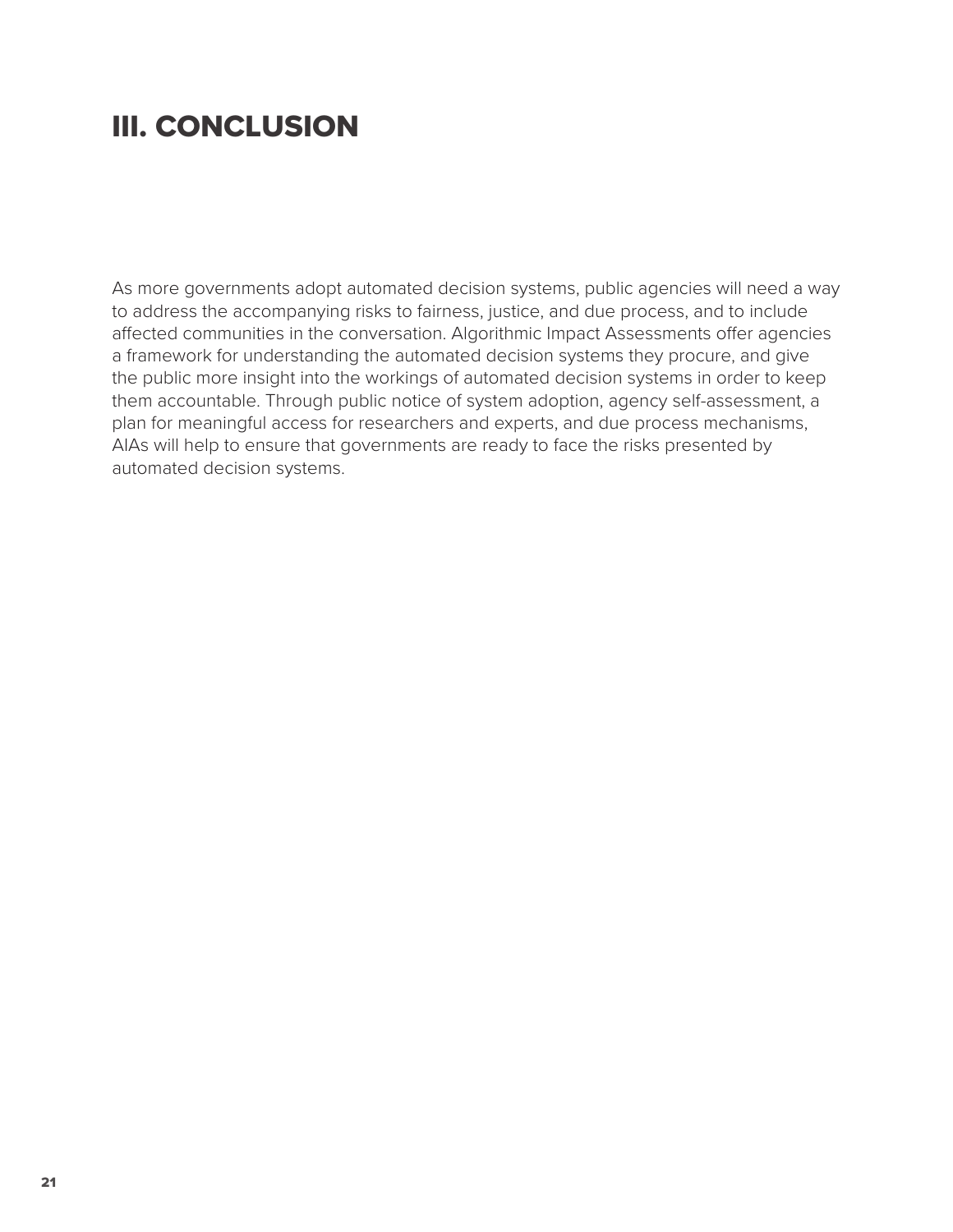# III. CONCLUSION

As more governments adopt automated decision systems, public agencies will need a way to address the accompanying risks to fairness, justice, and due process, and to include affected communities in the conversation. Algorithmic Impact Assessments offer agencies a framework for understanding the automated decision systems they procure, and give the public more insight into the workings of automated decision systems in order to keep them accountable. Through public notice of system adoption, agency self-assessment, a plan for meaningful access for researchers and experts, and due process mechanisms, AIAs will help to ensure that governments are ready to face the risks presented by automated decision systems.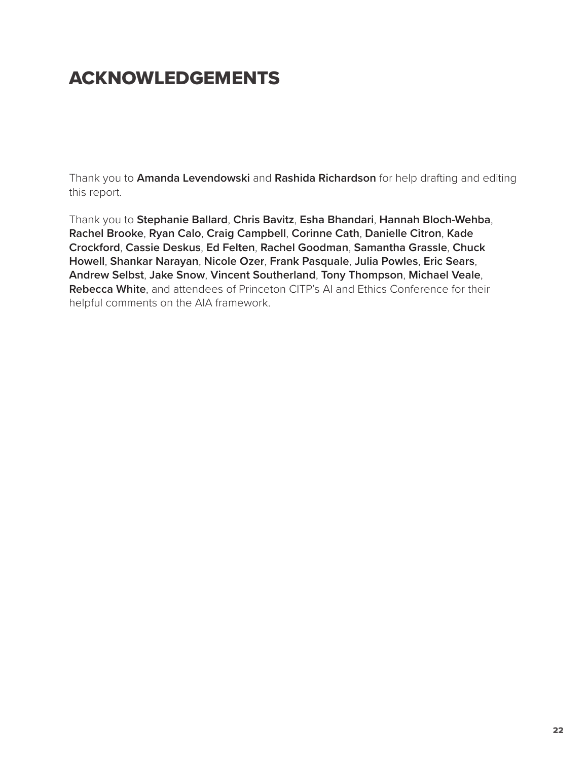# ACKNOWLEDGEMENTS

Thank you to **Amanda Levendowski** and **Rashida Richardson** for help drafting and editing this report.

Thank you to **Stephanie Ballard**, **Chris Bavitz**, **Esha Bhandari**, **Hannah Bloch-Wehba**, **Rachel Brooke**, **Ryan Calo**, **Craig Campbell**, **Corinne Cath**, **Danielle Citron**, **Kade Crockford**, **Cassie Deskus**, **Ed Felten**, **Rachel Goodman**, **Samantha Grassle**, **Chuck Howell**, **Shankar Narayan**, **Nicole Ozer**, **Frank Pasquale**, **Julia Powles**, **Eric Sears**, **Andrew Selbst**, **Jake Snow**, **Vincent Southerland**, **Tony Thompson**, **Michael Veale**, **Rebecca White**, and attendees of Princeton CITP's AI and Ethics Conference for their helpful comments on the AIA framework.